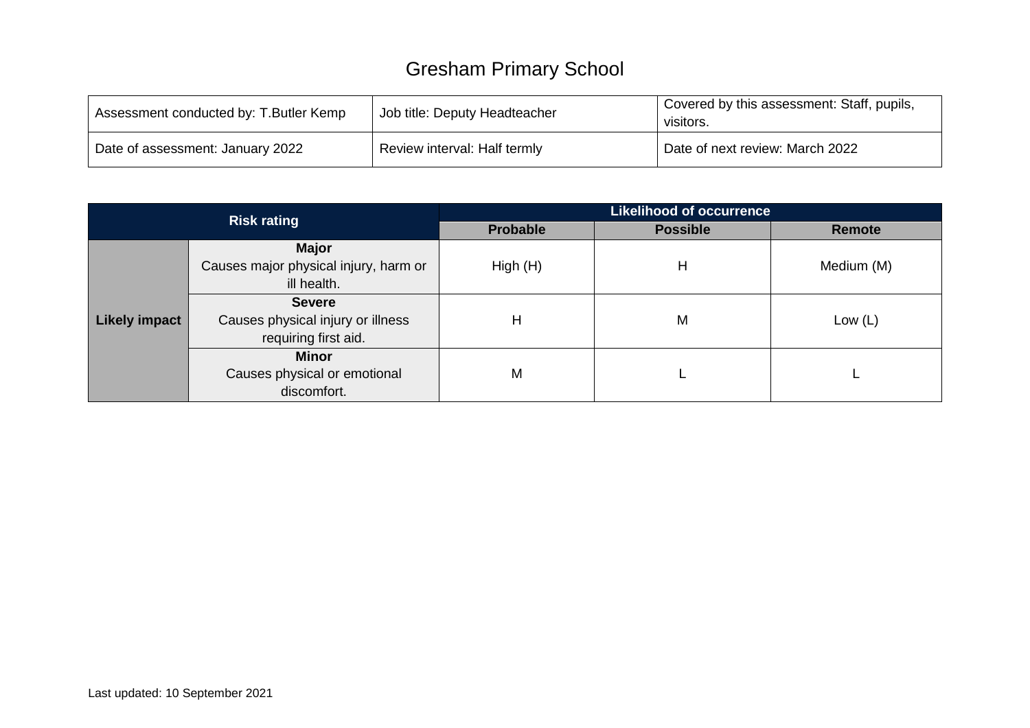# Gresham Primary School

| Assessment conducted by: T.Butler Kemp | Job title: Deputy Headteacher | Covered by this assessment: Staff, pupils, visitors. |
|---|---|---|
| Date of assessment: January 2022 | Review interval: Half termly | Date of next review: March 2022 |

| Risk rating | | Likelihood of occurrence | | |
|---|---|---|---|---|
| | | **Probable** | **Possible** | **Remote** |
| **Likely impact** | **Major** Causes major physical injury, harm or ill health. | High (H) | H | Medium (M) |
| | **Severe** Causes physical injury or illness requiring first aid. | H | M | Low (L) |
| | **Minor** Causes physical or emotional discomfort. | M | L | L |

Last updated: 10 September 2021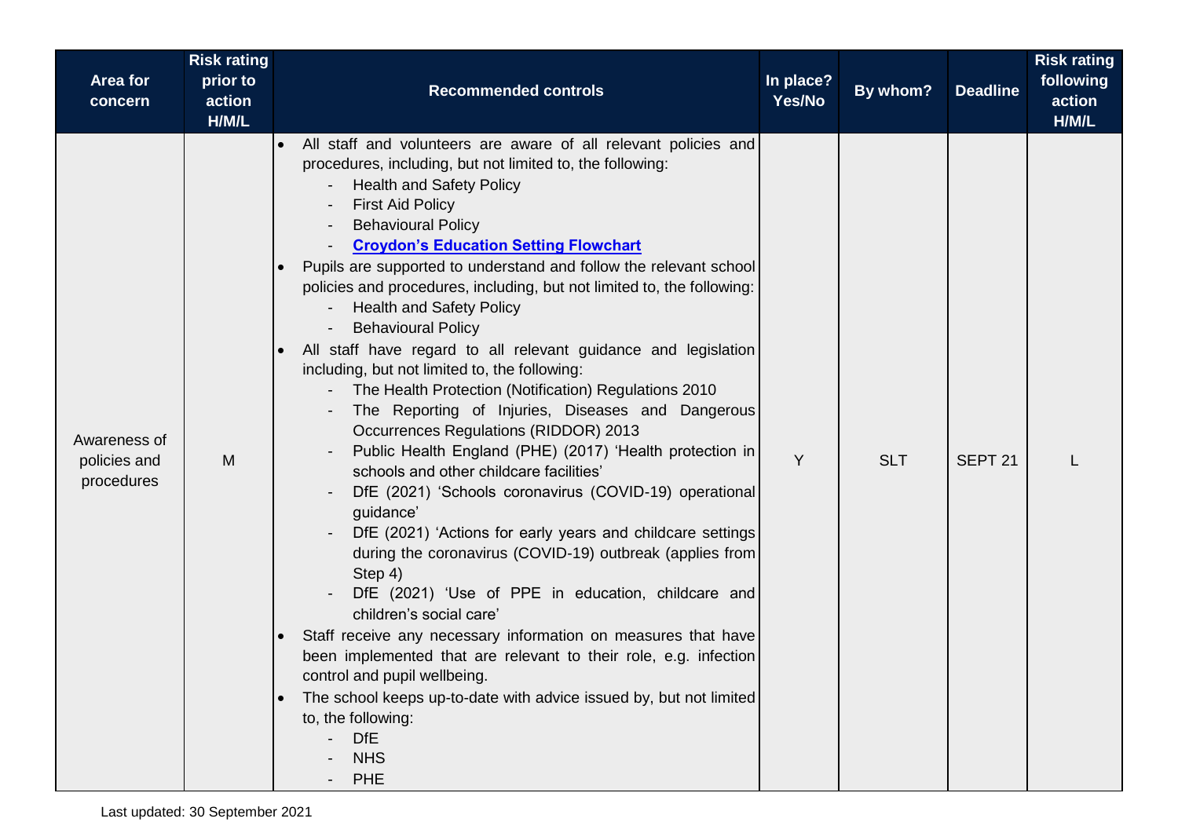| Area for concern | Risk rating prior to action H/M/L | Recommended controls | In place? Yes/No | By whom? | Deadline | Risk rating following action H/M/L |
|---|---|---|---|---|---|---|
| Awareness of policies and procedures | M | • All staff and volunteers are aware of all relevant policies and procedures, including, but not limited to, the following:<br>- Health and Safety Policy<br>- First Aid Policy<br>- Behavioural Policy<br>- **Croydon's Education Setting Flowchart**<br>• Pupils are supported to understand and follow the relevant school policies and procedures, including, but not limited to, the following:<br>- Health and Safety Policy<br>- Behavioural Policy<br>• All staff have regard to all relevant guidance and legislation including, but not limited to, the following:<br>- The Health Protection (Notification) Regulations 2010<br>- The Reporting of Injuries, Diseases and Dangerous Occurrences Regulations (RIDDOR) 2013<br>- Public Health England (PHE) (2017) 'Health protection in schools and other childcare facilities'<br>- DfE (2021) 'Schools coronavirus (COVID-19) operational guidance'<br>- DfE (2021) 'Actions for early years and childcare settings during the coronavirus (COVID-19) outbreak (applies from Step 4)<br>- DfE (2021) 'Use of PPE in education, childcare and children's social care'<br>• Staff receive any necessary information on measures that have been implemented that are relevant to their role, e.g. infection control and pupil wellbeing.<br>• The school keeps up-to-date with advice issued by, but not limited to, the following:<br>- DfE<br>- NHS<br>- PHE | Y | SLT | SEPT 21 | L |

Last updated: 30 September 2021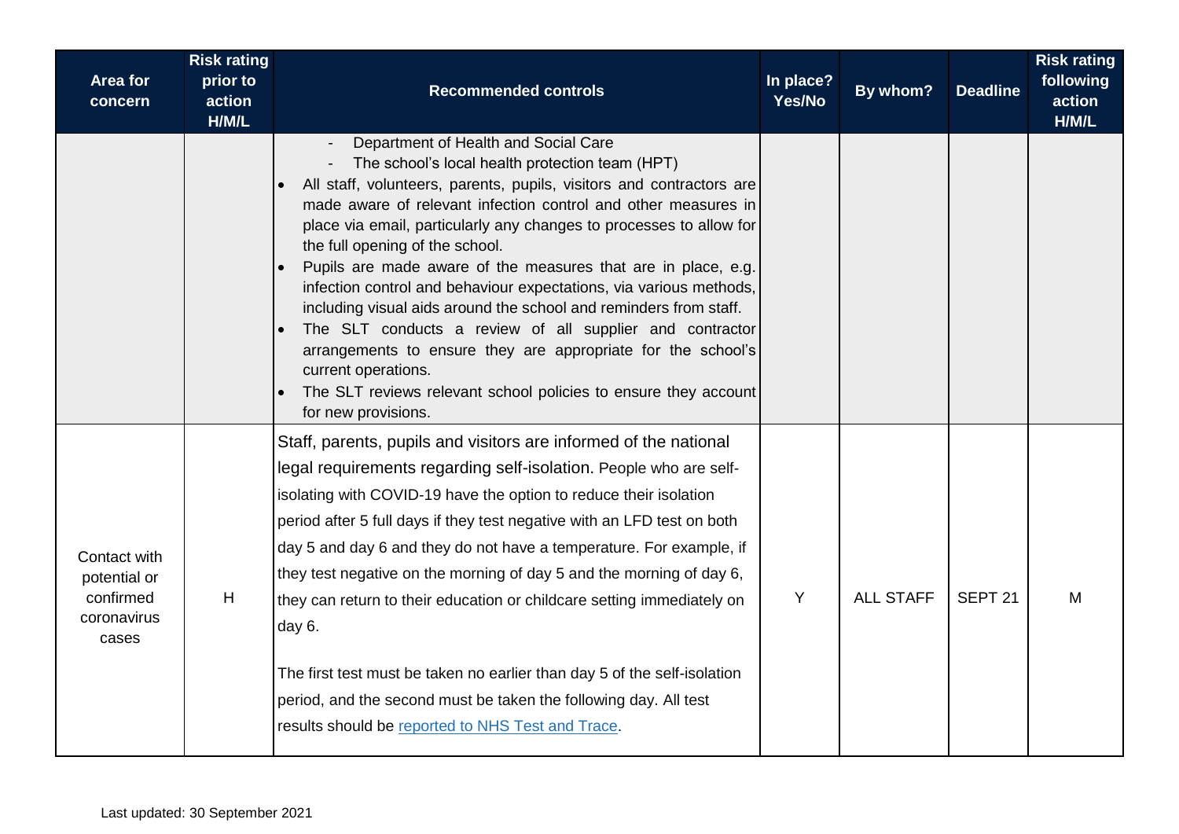| Area for concern | Risk rating prior to action H/M/L | Recommended controls | In place? Yes/No | By whom? | Deadline | Risk rating following action H/M/L |
|---|---|---|---|---|---|---|
| | | - Department of Health and Social Care<br>- The school's local health protection team (HPT)<br>• All staff, volunteers, parents, pupils, visitors and contractors are made aware of relevant infection control and other measures in place via email, particularly any changes to processes to allow for the full opening of the school.<br>• Pupils are made aware of the measures that are in place, e.g. infection control and behaviour expectations, via various methods, including visual aids around the school and reminders from staff.<br>• The SLT conducts a review of all supplier and contractor arrangements to ensure they are appropriate for the school's current operations.<br>• The SLT reviews relevant school policies to ensure they account for new provisions. | | | | |
| Contact with potential or confirmed coronavirus cases | H | Staff, parents, pupils and visitors are informed of the national legal requirements regarding self-isolation. People who are self-isolating with COVID-19 have the option to reduce their isolation period after 5 full days if they test negative with an LFD test on both day 5 and day 6 and they do not have a temperature. For example, if they test negative on the morning of day 5 and the morning of day 6, they can return to their education or childcare setting immediately on day 6.<br><br>The first test must be taken no earlier than day 5 of the self-isolation period, and the second must be taken the following day. All test results should be reported to NHS Test and Trace. | Y | ALL STAFF | SEPT 21 | M |

Last updated: 30 September 2021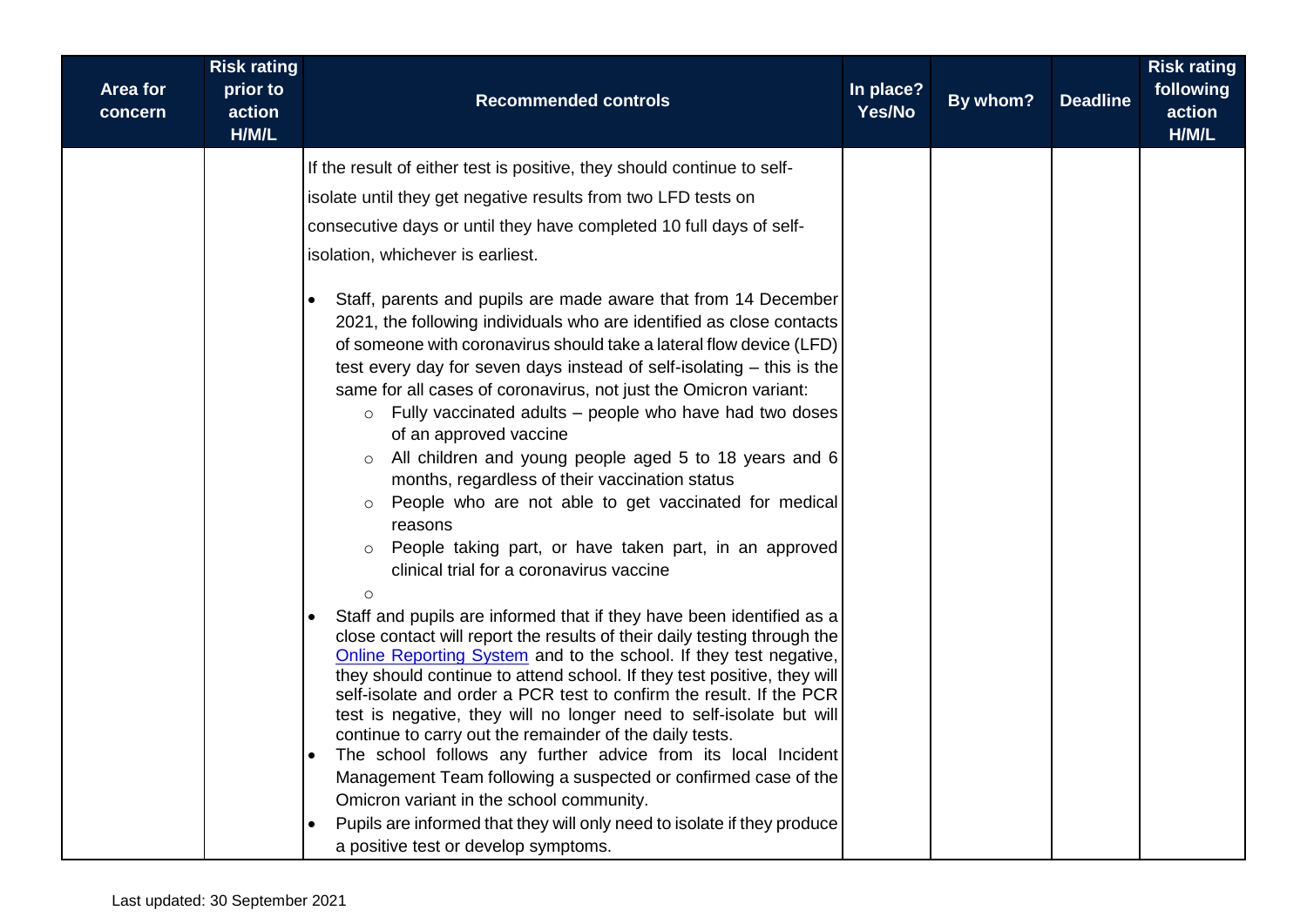| Area for concern | Risk rating prior to action H/M/L | Recommended controls | In place? Yes/No | By whom? | Deadline | Risk rating following action H/M/L |
|---|---|---|---|---|---|---|
| | | If the result of either test is positive, they should continue to self-isolate until they get negative results from two LFD tests on consecutive days or until they have completed 10 full days of self-isolation, whichever is earliest.<br><br>• Staff, parents and pupils are made aware that from 14 December 2021, the following individuals who are identified as close contacts of someone with coronavirus should take a lateral flow device (LFD) test every day for seven days instead of self-isolating – this is the same for all cases of coronavirus, not just the Omicron variant:<br>&nbsp;&nbsp;&nbsp;&nbsp;○ Fully vaccinated adults – people who have had two doses of an approved vaccine<br>&nbsp;&nbsp;&nbsp;&nbsp;○ All children and young people aged 5 to 18 years and 6 months, regardless of their vaccination status<br>&nbsp;&nbsp;&nbsp;&nbsp;○ People who are not able to get vaccinated for medical reasons<br>&nbsp;&nbsp;&nbsp;&nbsp;○ People taking part, or have taken part, in an approved clinical trial for a coronavirus vaccine<br>&nbsp;&nbsp;&nbsp;&nbsp;○<br>• Staff and pupils are informed that if they have been identified as a close contact will report the results of their daily testing through the [Online Reporting System] and to the school. If they test negative, they should continue to attend school. If they test positive, they will self-isolate and order a PCR test to confirm the result. If the PCR test is negative, they will no longer need to self-isolate but will continue to carry out the remainder of the daily tests.<br>• The school follows any further advice from its local Incident Management Team following a suspected or confirmed case of the Omicron variant in the school community.<br>• Pupils are informed that they will only need to isolate if they produce a positive test or develop symptoms. | | | | |

Last updated: 30 September 2021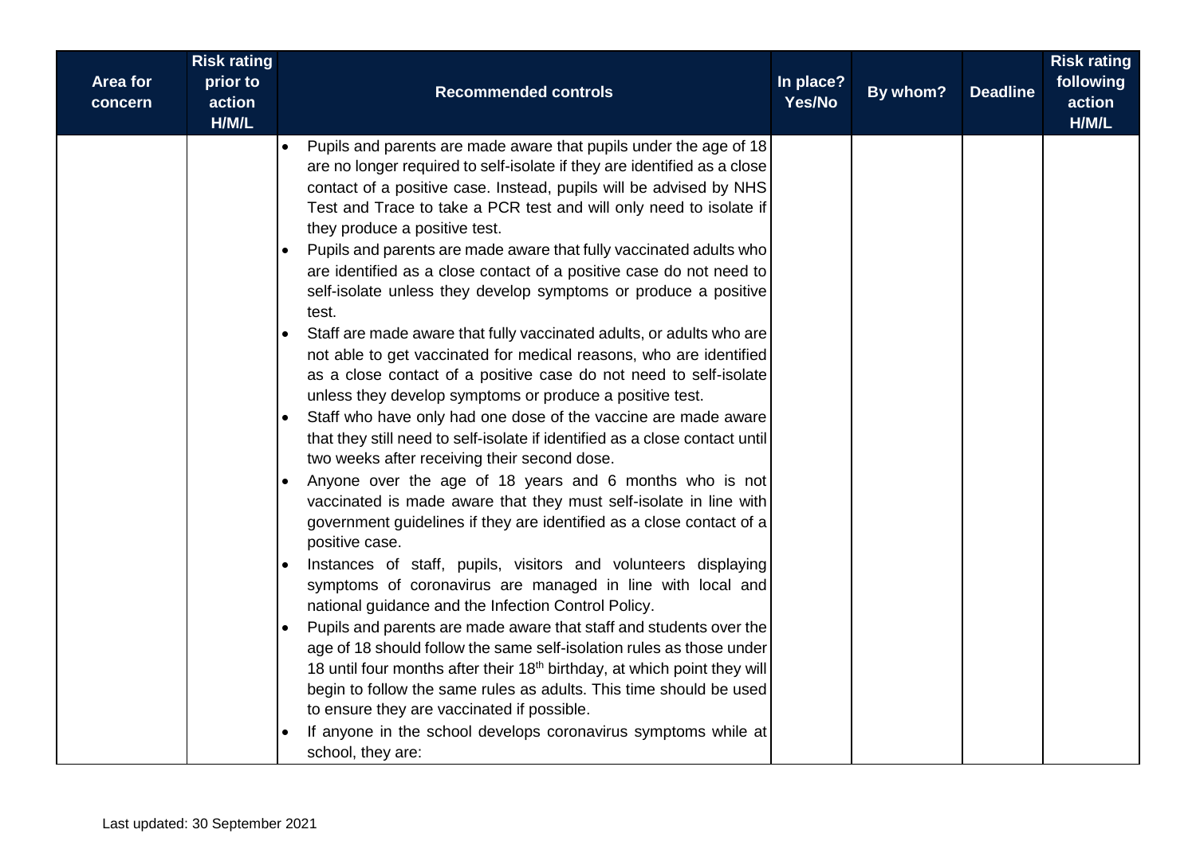| Area for concern | Risk rating prior to action H/M/L | Recommended controls | In place? Yes/No | By whom? | Deadline | Risk rating following action H/M/L |
|---|---|---|---|---|---|---|
| | | • Pupils and parents are made aware that pupils under the age of 18 are no longer required to self-isolate if they are identified as a close contact of a positive case. Instead, pupils will be advised by NHS Test and Trace to take a PCR test and will only need to isolate if they produce a positive test.<br>• Pupils and parents are made aware that fully vaccinated adults who are identified as a close contact of a positive case do not need to self-isolate unless they develop symptoms or produce a positive test.<br>• Staff are made aware that fully vaccinated adults, or adults who are not able to get vaccinated for medical reasons, who are identified as a close contact of a positive case do not need to self-isolate unless they develop symptoms or produce a positive test.<br>• Staff who have only had one dose of the vaccine are made aware that they still need to self-isolate if identified as a close contact until two weeks after receiving their second dose.<br>• Anyone over the age of 18 years and 6 months who is not vaccinated is made aware that they must self-isolate in line with government guidelines if they are identified as a close contact of a positive case.<br>• Instances of staff, pupils, visitors and volunteers displaying symptoms of coronavirus are managed in line with local and national guidance and the Infection Control Policy.<br>• Pupils and parents are made aware that staff and students over the age of 18 should follow the same self-isolation rules as those under 18 until four months after their 18th birthday, at which point they will begin to follow the same rules as adults. This time should be used to ensure they are vaccinated if possible.<br>• If anyone in the school develops coronavirus symptoms while at school, they are: | | | | |

Last updated: 30 September 2021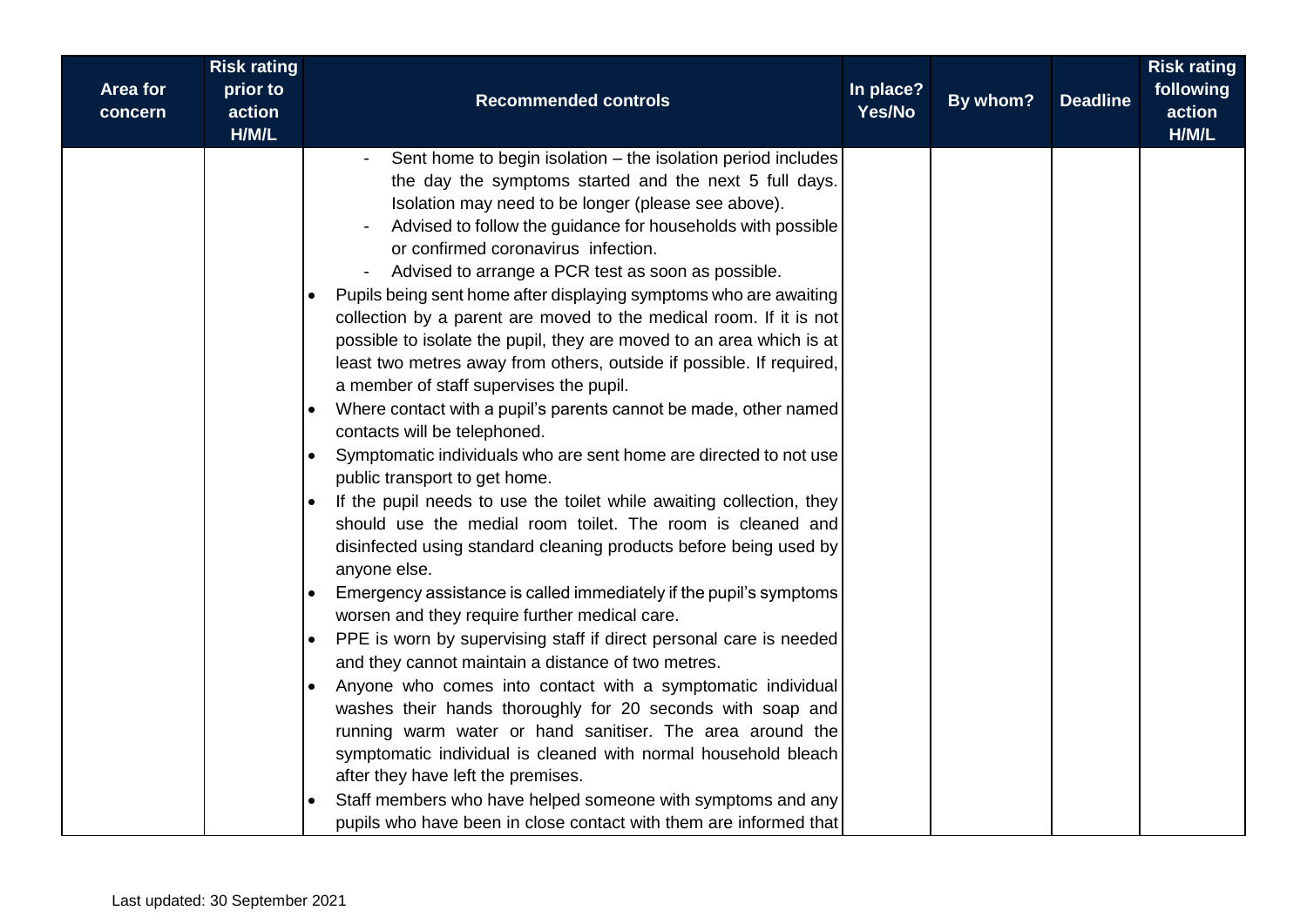| Area for concern | Risk rating prior to action H/M/L | Recommended controls | In place? Yes/No | By whom? | Deadline | Risk rating following action H/M/L |
|---|---|---|---|---|---|---|
| | | - Sent home to begin isolation – the isolation period includes the day the symptoms started and the next 5 full days. Isolation may need to be longer (please see above).<br>- Advised to follow the guidance for households with possible or confirmed coronavirus infection.<br>- Advised to arrange a PCR test as soon as possible.<br>• Pupils being sent home after displaying symptoms who are awaiting collection by a parent are moved to the medical room. If it is not possible to isolate the pupil, they are moved to an area which is at least two metres away from others, outside if possible. If required, a member of staff supervises the pupil.<br>• Where contact with a pupil's parents cannot be made, other named contacts will be telephoned.<br>• Symptomatic individuals who are sent home are directed to not use public transport to get home.<br>• If the pupil needs to use the toilet while awaiting collection, they should use the medial room toilet. The room is cleaned and disinfected using standard cleaning products before being used by anyone else.<br>• Emergency assistance is called immediately if the pupil's symptoms worsen and they require further medical care.<br>• PPE is worn by supervising staff if direct personal care is needed and they cannot maintain a distance of two metres.<br>• Anyone who comes into contact with a symptomatic individual washes their hands thoroughly for 20 seconds with soap and running warm water or hand sanitiser. The area around the symptomatic individual is cleaned with normal household bleach after they have left the premises.<br>• Staff members who have helped someone with symptoms and any pupils who have been in close contact with them are informed that | | | | |

Last updated: 30 September 2021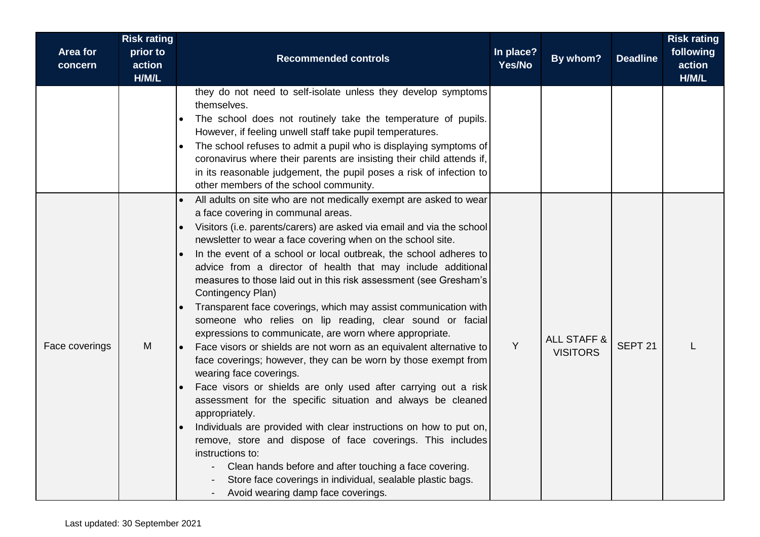| Area for concern | Risk rating prior to action H/M/L | Recommended controls | In place? Yes/No | By whom? | Deadline | Risk rating following action H/M/L |
|---|---|---|---|---|---|---|
| | | they do not need to self-isolate unless they develop symptoms themselves.<br>• The school does not routinely take the temperature of pupils. However, if feeling unwell staff take pupil temperatures.<br>• The school refuses to admit a pupil who is displaying symptoms of coronavirus where their parents are insisting their child attends if, in its reasonable judgement, the pupil poses a risk of infection to other members of the school community. | | | | |
| Face coverings | M | • All adults on site who are not medically exempt are asked to wear a face covering in communal areas.<br>• Visitors (i.e. parents/carers) are asked via email and via the school newsletter to wear a face covering when on the school site.<br>• In the event of a school or local outbreak, the school adheres to advice from a director of health that may include additional measures to those laid out in this risk assessment (see Gresham's Contingency Plan)<br>• Transparent face coverings, which may assist communication with someone who relies on lip reading, clear sound or facial expressions to communicate, are worn where appropriate.<br>• Face visors or shields are not worn as an equivalent alternative to face coverings; however, they can be worn by those exempt from wearing face coverings.<br>• Face visors or shields are only used after carrying out a risk assessment for the specific situation and always be cleaned appropriately.<br>• Individuals are provided with clear instructions on how to put on, remove, store and dispose of face coverings. This includes instructions to:<br>- Clean hands before and after touching a face covering.<br>- Store face coverings in individual, sealable plastic bags.<br>- Avoid wearing damp face coverings. | Y | ALL STAFF & VISITORS | SEPT 21 | L |

Last updated: 30 September 2021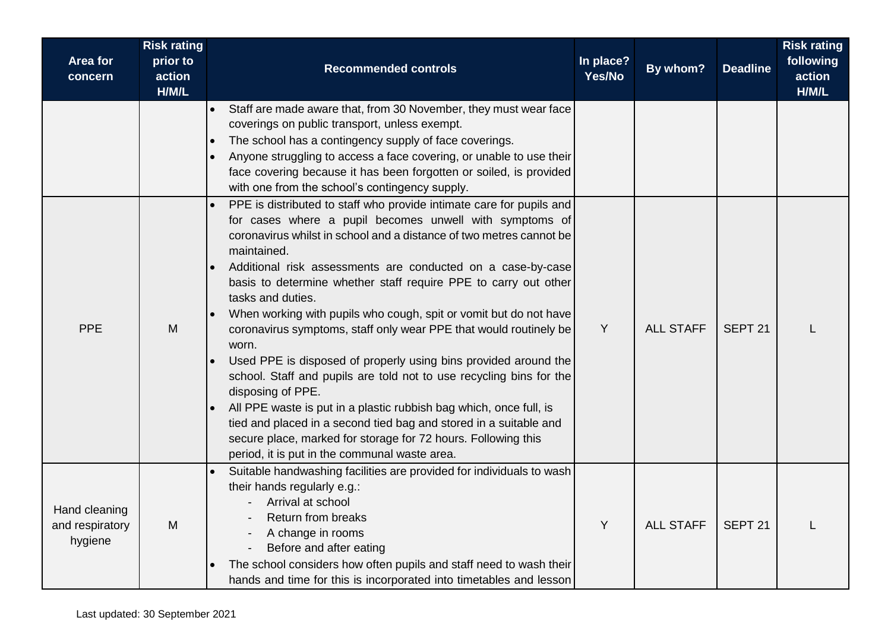| Area for concern | Risk rating prior to action H/M/L | Recommended controls | In place? Yes/No | By whom? | Deadline | Risk rating following action H/M/L |
|---|---|---|---|---|---|---|
| | | • Staff are made aware that, from 30 November, they must wear face coverings on public transport, unless exempt.<br>• The school has a contingency supply of face coverings.<br>• Anyone struggling to access a face covering, or unable to use their face covering because it has been forgotten or soiled, is provided with one from the school's contingency supply. | | | | |
| PPE | M | • PPE is distributed to staff who provide intimate care for pupils and for cases where a pupil becomes unwell with symptoms of coronavirus whilst in school and a distance of two metres cannot be maintained.<br>• Additional risk assessments are conducted on a case-by-case basis to determine whether staff require PPE to carry out other tasks and duties.<br>• When working with pupils who cough, spit or vomit but do not have coronavirus symptoms, staff only wear PPE that would routinely be worn.<br>• Used PPE is disposed of properly using bins provided around the school. Staff and pupils are told not to use recycling bins for the disposing of PPE.<br>• All PPE waste is put in a plastic rubbish bag which, once full, is tied and placed in a second tied bag and stored in a suitable and secure place, marked for storage for 72 hours. Following this period, it is put in the communal waste area. | Y | ALL STAFF | SEPT 21 | L |
| Hand cleaning and respiratory hygiene | M | • Suitable handwashing facilities are provided for individuals to wash their hands regularly e.g.:<br>  - Arrival at school<br>  - Return from breaks<br>  - A change in rooms<br>  - Before and after eating<br>• The school considers how often pupils and staff need to wash their hands and time for this is incorporated into timetables and lesson | Y | ALL STAFF | SEPT 21 | L |

Last updated: 30 September 2021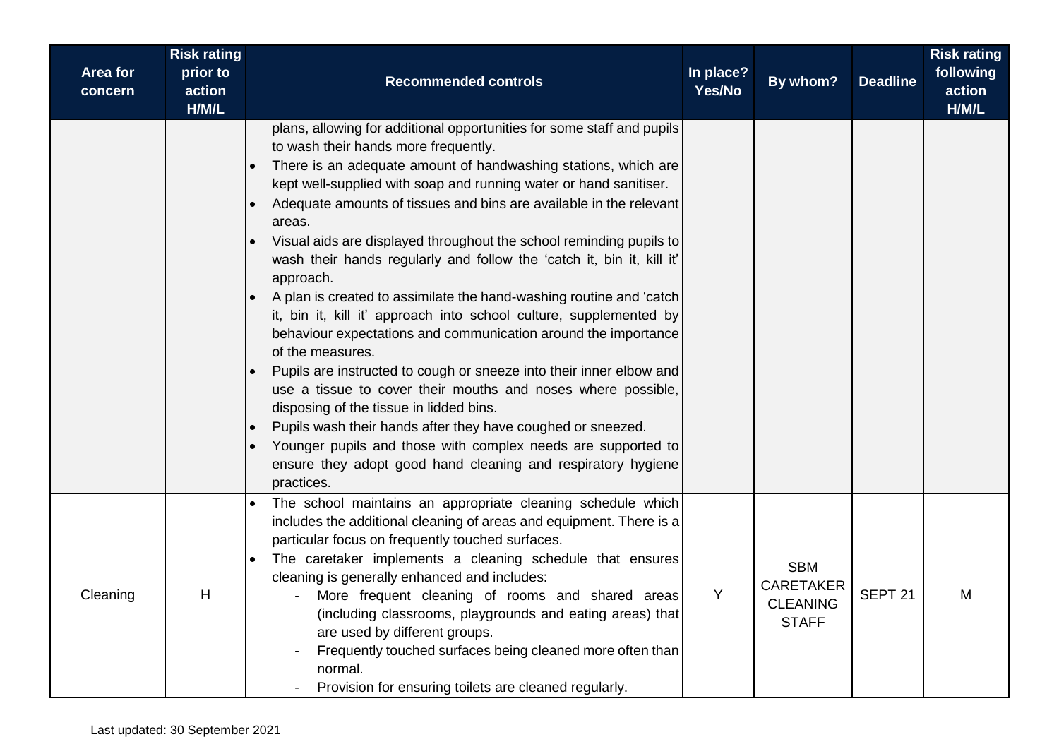| Area for concern | Risk rating prior to action H/M/L | Recommended controls | In place? Yes/No | By whom? | Deadline | Risk rating following action H/M/L |
|---|---|---|---|---|---|---|
| | | plans, allowing for additional opportunities for some staff and pupils to wash their hands more frequently.<br>• There is an adequate amount of handwashing stations, which are kept well-supplied with soap and running water or hand sanitiser.<br>• Adequate amounts of tissues and bins are available in the relevant areas.<br>• Visual aids are displayed throughout the school reminding pupils to wash their hands regularly and follow the 'catch it, bin it, kill it' approach.<br>• A plan is created to assimilate the hand-washing routine and 'catch it, bin it, kill it' approach into school culture, supplemented by behaviour expectations and communication around the importance of the measures.<br>• Pupils are instructed to cough or sneeze into their inner elbow and use a tissue to cover their mouths and noses where possible, disposing of the tissue in lidded bins.<br>• Pupils wash their hands after they have coughed or sneezed.<br>• Younger pupils and those with complex needs are supported to ensure they adopt good hand cleaning and respiratory hygiene practices. | | | | |
| Cleaning | H | • The school maintains an appropriate cleaning schedule which includes the additional cleaning of areas and equipment. There is a particular focus on frequently touched surfaces.<br>• The caretaker implements a cleaning schedule that ensures cleaning is generally enhanced and includes:<br>- More frequent cleaning of rooms and shared areas (including classrooms, playgrounds and eating areas) that are used by different groups.<br>- Frequently touched surfaces being cleaned more often than normal.<br>- Provision for ensuring toilets are cleaned regularly. | Y | SBM<br>CARETAKER<br>CLEANING STAFF | SEPT 21 | M |

Last updated: 30 September 2021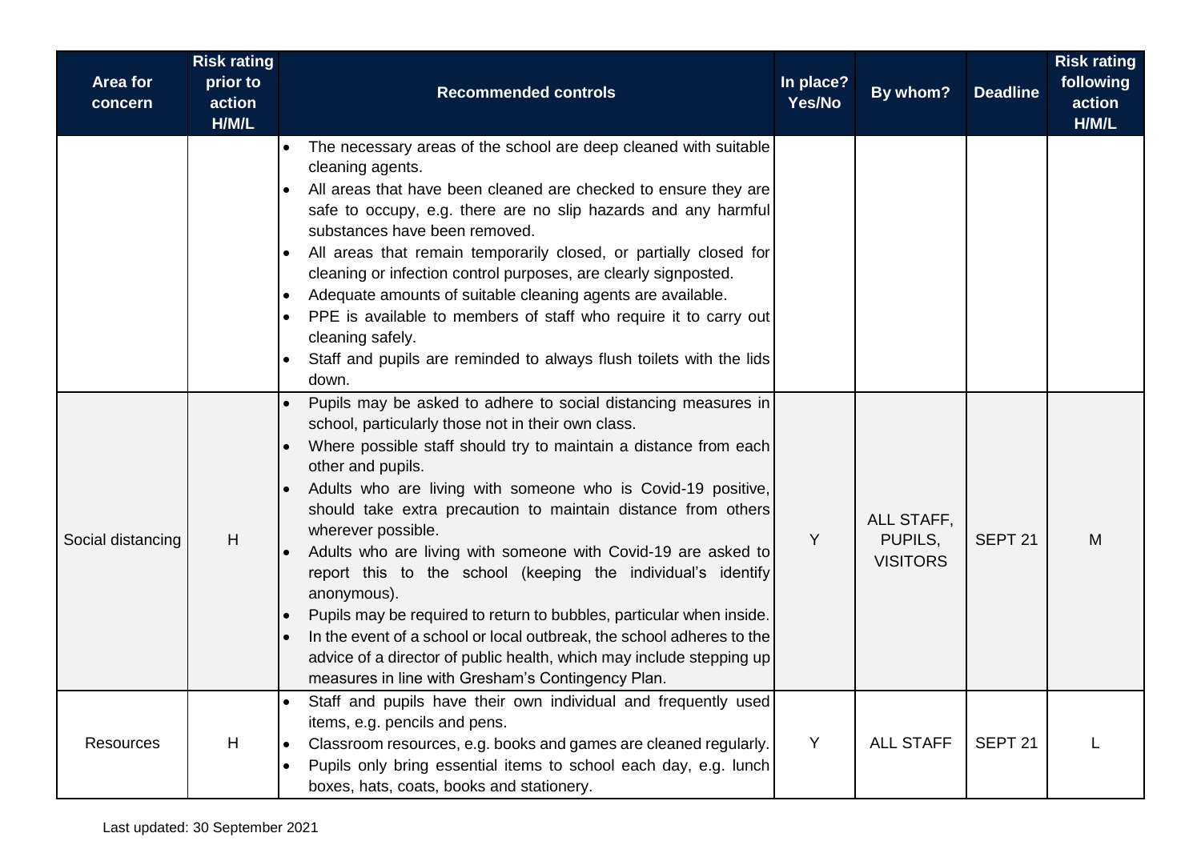| Area for concern | Risk rating prior to action H/M/L | Recommended controls | In place? Yes/No | By whom? | Deadline | Risk rating following action H/M/L |
|---|---|---|---|---|---|---|
| | | • The necessary areas of the school are deep cleaned with suitable cleaning agents.<br>• All areas that have been cleaned are checked to ensure they are safe to occupy, e.g. there are no slip hazards and any harmful substances have been removed.<br>• All areas that remain temporarily closed, or partially closed for cleaning or infection control purposes, are clearly signposted.<br>• Adequate amounts of suitable cleaning agents are available.<br>• PPE is available to members of staff who require it to carry out cleaning safely.<br>• Staff and pupils are reminded to always flush toilets with the lids down. | | | | |
| Social distancing | H | • Pupils may be asked to adhere to social distancing measures in school, particularly those not in their own class.<br>• Where possible staff should try to maintain a distance from each other and pupils.<br>• Adults who are living with someone who is Covid-19 positive, should take extra precaution to maintain distance from others wherever possible.<br>• Adults who are living with someone with Covid-19 are asked to report this to the school (keeping the individual's identify anonymous).<br>• Pupils may be required to return to bubbles, particular when inside.<br>• In the event of a school or local outbreak, the school adheres to the advice of a director of public health, which may include stepping up measures in line with Gresham's Contingency Plan. | Y | ALL STAFF, PUPILS, VISITORS | SEPT 21 | M |
| Resources | H | • Staff and pupils have their own individual and frequently used items, e.g. pencils and pens.<br>• Classroom resources, e.g. books and games are cleaned regularly.<br>• Pupils only bring essential items to school each day, e.g. lunch boxes, hats, coats, books and stationery. | Y | ALL STAFF | SEPT 21 | L |

Last updated: 30 September 2021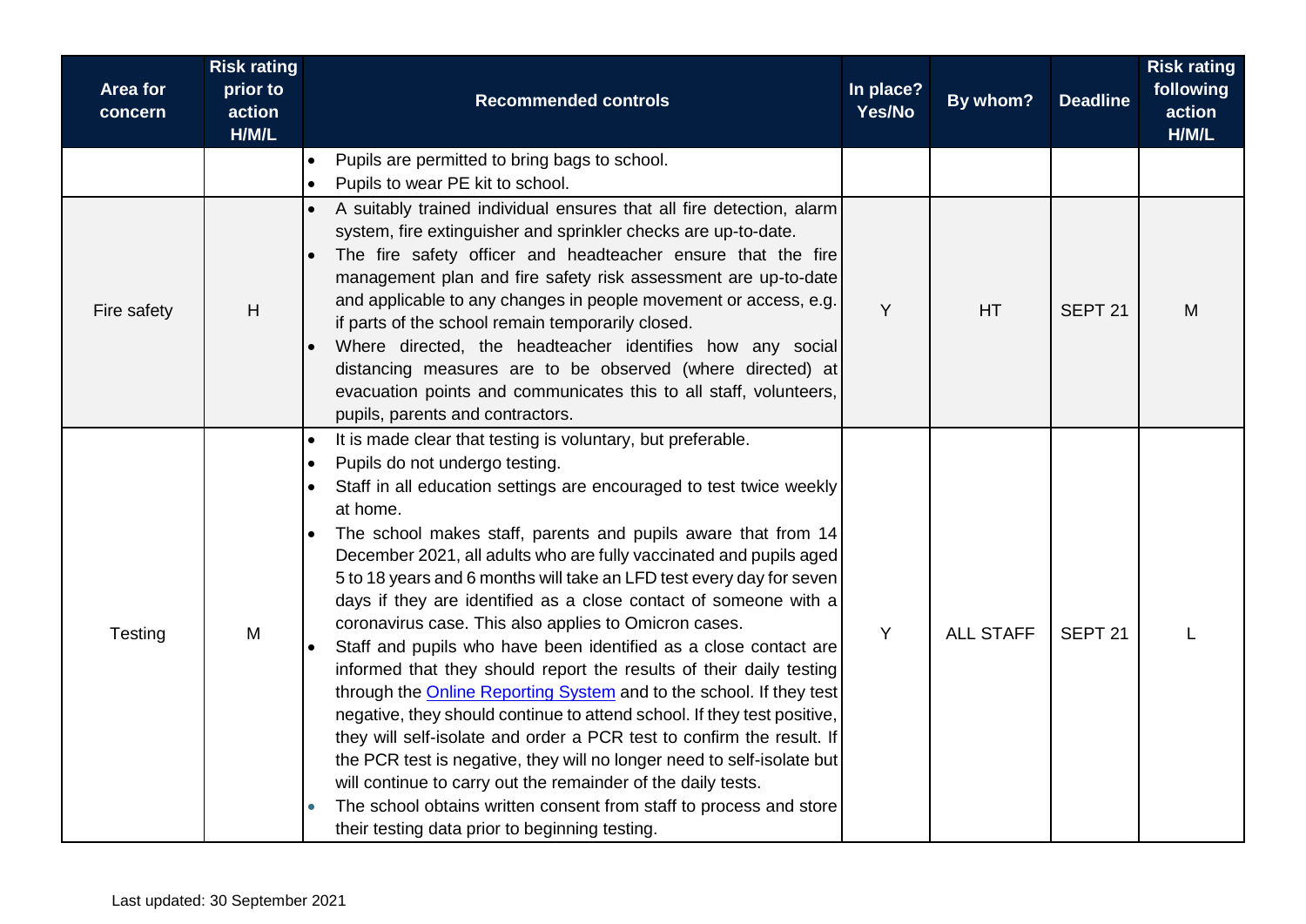| Area for concern | Risk rating prior to action H/M/L | Recommended controls | In place? Yes/No | By whom? | Deadline | Risk rating following action H/M/L |
|---|---|---|---|---|---|---|
| | | • Pupils are permitted to bring bags to school.<br>• Pupils to wear PE kit to school. | | | | |
| Fire safety | H | • A suitably trained individual ensures that all fire detection, alarm system, fire extinguisher and sprinkler checks are up-to-date.<br>• The fire safety officer and headteacher ensure that the fire management plan and fire safety risk assessment are up-to-date and applicable to any changes in people movement or access, e.g. if parts of the school remain temporarily closed.<br>• Where directed, the headteacher identifies how any social distancing measures are to be observed (where directed) at evacuation points and communicates this to all staff, volunteers, pupils, parents and contractors. | Y | HT | SEPT 21 | M |
| Testing | M | • It is made clear that testing is voluntary, but preferable.<br>• Pupils do not undergo testing.<br>• Staff in all education settings are encouraged to test twice weekly at home.<br>• The school makes staff, parents and pupils aware that from 14 December 2021, all adults who are fully vaccinated and pupils aged 5 to 18 years and 6 months will take an LFD test every day for seven days if they are identified as a close contact of someone with a coronavirus case. This also applies to Omicron cases.<br>• Staff and pupils who have been identified as a close contact are informed that they should report the results of their daily testing through the Online Reporting System and to the school. If they test negative, they should continue to attend school. If they test positive, they will self-isolate and order a PCR test to confirm the result. If the PCR test is negative, they will no longer need to self-isolate but will continue to carry out the remainder of the daily tests.<br>• The school obtains written consent from staff to process and store their testing data prior to beginning testing. | Y | ALL STAFF | SEPT 21 | L |

Last updated: 30 September 2021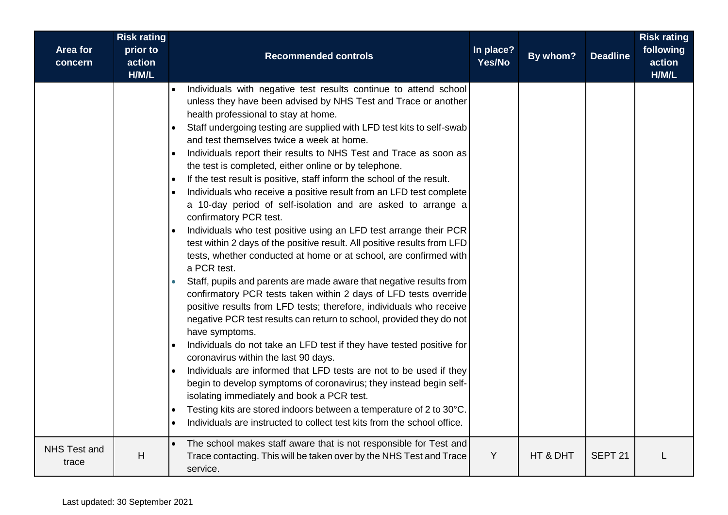| Area for concern | Risk rating prior to action H/M/L | Recommended controls | In place? Yes/No | By whom? | Deadline | Risk rating following action H/M/L |
|---|---|---|---|---|---|---|
| | | • Individuals with negative test results continue to attend school unless they have been advised by NHS Test and Trace or another health professional to stay at home.<br>• Staff undergoing testing are supplied with LFD test kits to self-swab and test themselves twice a week at home.<br>• Individuals report their results to NHS Test and Trace as soon as the test is completed, either online or by telephone.<br>• If the test result is positive, staff inform the school of the result.<br>• Individuals who receive a positive result from an LFD test complete a 10-day period of self-isolation and are asked to arrange a confirmatory PCR test.<br>• Individuals who test positive using an LFD test arrange their PCR test within 2 days of the positive result. All positive results from LFD tests, whether conducted at home or at school, are confirmed with a PCR test.<br>• Staff, pupils and parents are made aware that negative results from confirmatory PCR tests taken within 2 days of LFD tests override positive results from LFD tests; therefore, individuals who receive negative PCR test results can return to school, provided they do not have symptoms.<br>• Individuals do not take an LFD test if they have tested positive for coronavirus within the last 90 days.<br>• Individuals are informed that LFD tests are not to be used if they begin to develop symptoms of coronavirus; they instead begin self-isolating immediately and book a PCR test.<br>• Testing kits are stored indoors between a temperature of 2 to 30°C.<br>• Individuals are instructed to collect test kits from the school office. | | | | |
| NHS Test and trace | H | • The school makes staff aware that is not responsible for Test and Trace contacting. This will be taken over by the NHS Test and Trace service. | Y | HT & DHT | SEPT 21 | L |

Last updated: 30 September 2021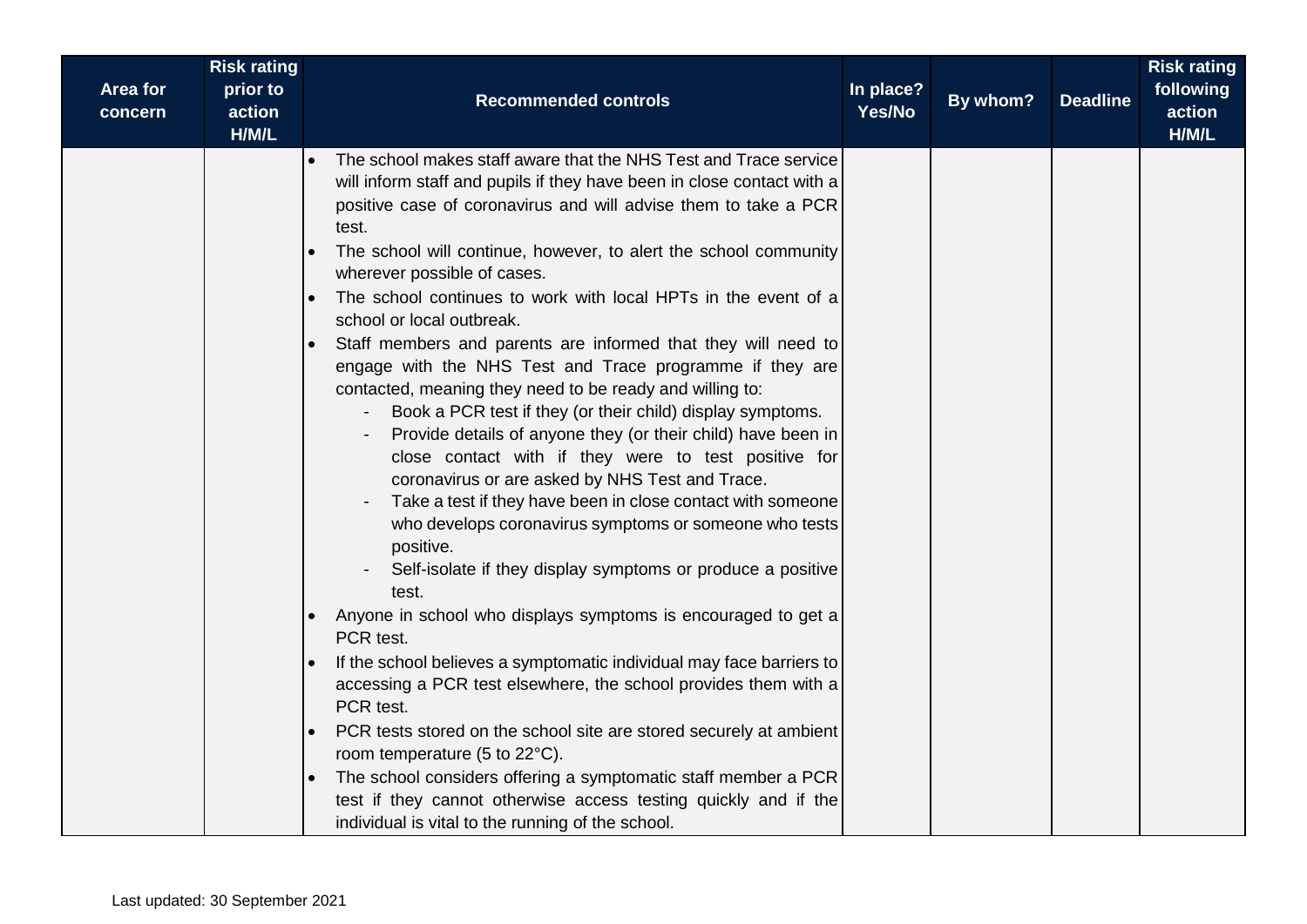| Area for concern | Risk rating prior to action H/M/L | Recommended controls | In place? Yes/No | By whom? | Deadline | Risk rating following action H/M/L |
|---|---|---|---|---|---|---|
| | | • The school makes staff aware that the NHS Test and Trace service will inform staff and pupils if they have been in close contact with a positive case of coronavirus and will advise them to take a PCR test.<br>• The school will continue, however, to alert the school community wherever possible of cases.<br>• The school continues to work with local HPTs in the event of a school or local outbreak.<br>• Staff members and parents are informed that they will need to engage with the NHS Test and Trace programme if they are contacted, meaning they need to be ready and willing to:<br>&nbsp;&nbsp;- Book a PCR test if they (or their child) display symptoms.<br>&nbsp;&nbsp;- Provide details of anyone they (or their child) have been in close contact with if they were to test positive for coronavirus or are asked by NHS Test and Trace.<br>&nbsp;&nbsp;- Take a test if they have been in close contact with someone who develops coronavirus symptoms or someone who tests positive.<br>&nbsp;&nbsp;- Self-isolate if they display symptoms or produce a positive test.<br>• Anyone in school who displays symptoms is encouraged to get a PCR test.<br>• If the school believes a symptomatic individual may face barriers to accessing a PCR test elsewhere, the school provides them with a PCR test.<br>• PCR tests stored on the school site are stored securely at ambient room temperature (5 to 22°C).<br>• The school considers offering a symptomatic staff member a PCR test if they cannot otherwise access testing quickly and if the individual is vital to the running of the school. | | | | |

Last updated: 30 September 2021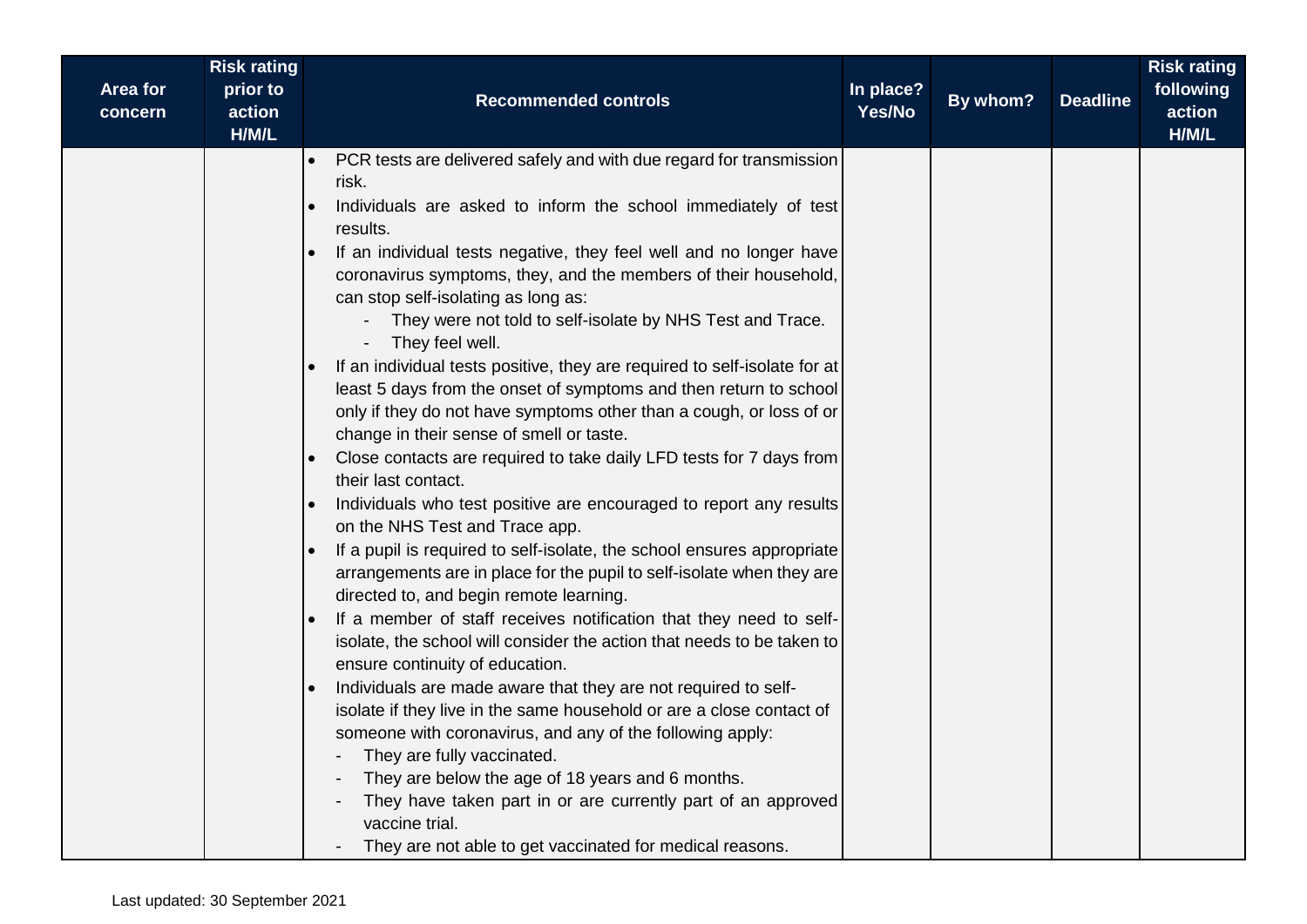| Area for concern | Risk rating prior to action H/M/L | Recommended controls | In place? Yes/No | By whom? | Deadline | Risk rating following action H/M/L |
|---|---|---|---|---|---|---|
| | | • PCR tests are delivered safely and with due regard for transmission risk.<br>• Individuals are asked to inform the school immediately of test results.<br>• If an individual tests negative, they feel well and no longer have coronavirus symptoms, they, and the members of their household, can stop self-isolating as long as:<br>&nbsp;&nbsp;- They were not told to self-isolate by NHS Test and Trace.<br>&nbsp;&nbsp;- They feel well.<br>• If an individual tests positive, they are required to self-isolate for at least 5 days from the onset of symptoms and then return to school only if they do not have symptoms other than a cough, or loss of or change in their sense of smell or taste.<br>• Close contacts are required to take daily LFD tests for 7 days from their last contact.<br>• Individuals who test positive are encouraged to report any results on the NHS Test and Trace app.<br>• If a pupil is required to self-isolate, the school ensures appropriate arrangements are in place for the pupil to self-isolate when they are directed to, and begin remote learning.<br>• If a member of staff receives notification that they need to self-isolate, the school will consider the action that needs to be taken to ensure continuity of education.<br>• Individuals are made aware that they are not required to self-isolate if they live in the same household or are a close contact of someone with coronavirus, and any of the following apply:<br>&nbsp;&nbsp;- They are fully vaccinated.<br>&nbsp;&nbsp;- They are below the age of 18 years and 6 months.<br>&nbsp;&nbsp;- They have taken part in or are currently part of an approved vaccine trial.<br>&nbsp;&nbsp;- They are not able to get vaccinated for medical reasons. | | | | |

Last updated: 30 September 2021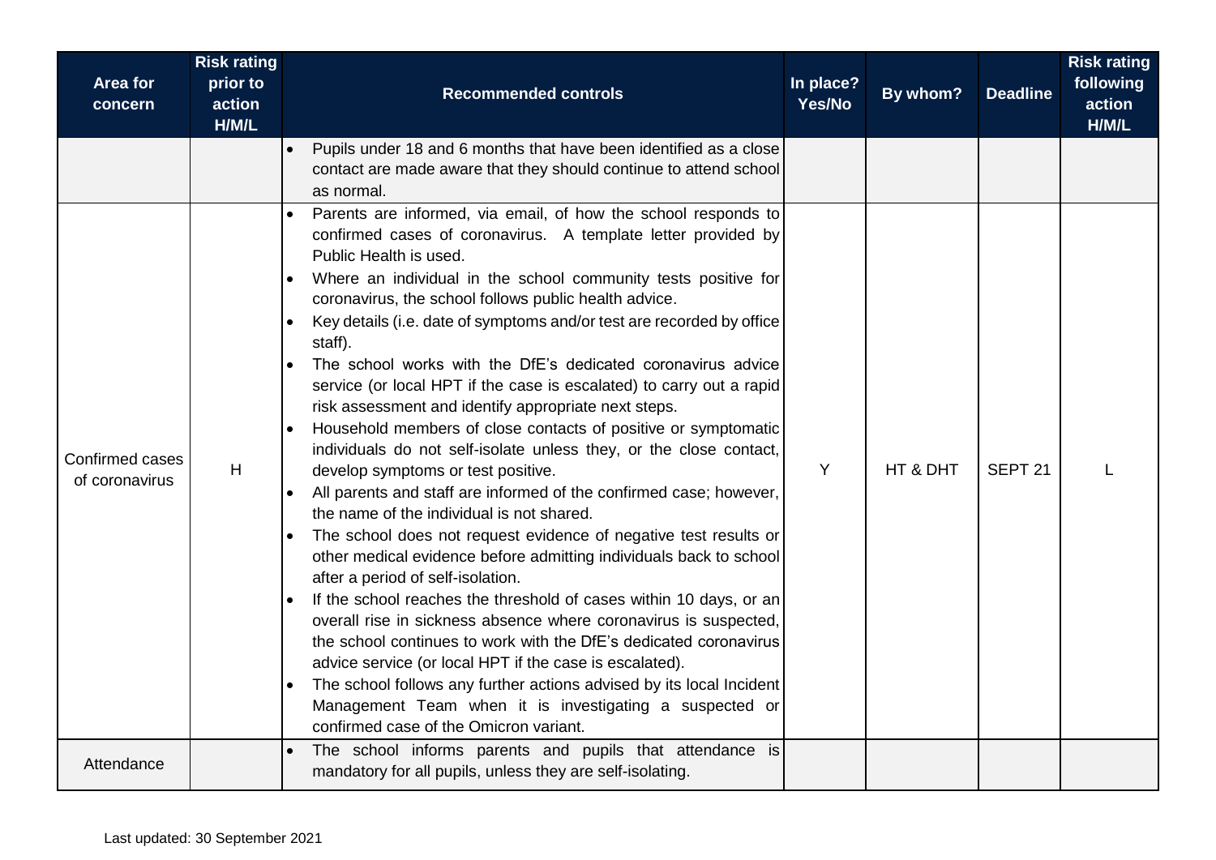| Area for concern | Risk rating prior to action H/M/L | Recommended controls | In place? Yes/No | By whom? | Deadline | Risk rating following action H/M/L |
|---|---|---|---|---|---|---|
| | | • Pupils under 18 and 6 months that have been identified as a close contact are made aware that they should continue to attend school as normal. | | | | |
| Confirmed cases of coronavirus | H | • Parents are informed, via email, of how the school responds to confirmed cases of coronavirus. A template letter provided by Public Health is used.<br>• Where an individual in the school community tests positive for coronavirus, the school follows public health advice.<br>• Key details (i.e. date of symptoms and/or test are recorded by office staff).<br>• The school works with the DfE's dedicated coronavirus advice service (or local HPT if the case is escalated) to carry out a rapid risk assessment and identify appropriate next steps.<br>• Household members of close contacts of positive or symptomatic individuals do not self-isolate unless they, or the close contact, develop symptoms or test positive.<br>• All parents and staff are informed of the confirmed case; however, the name of the individual is not shared.<br>• The school does not request evidence of negative test results or other medical evidence before admitting individuals back to school after a period of self-isolation.<br>• If the school reaches the threshold of cases within 10 days, or an overall rise in sickness absence where coronavirus is suspected, the school continues to work with the DfE's dedicated coronavirus advice service (or local HPT if the case is escalated).<br>• The school follows any further actions advised by its local Incident Management Team when it is investigating a suspected or confirmed case of the Omicron variant. | Y | HT & DHT | SEPT 21 | L |
| Attendance | | • The school informs parents and pupils that attendance is mandatory for all pupils, unless they are self-isolating. | | | | |

Last updated: 30 September 2021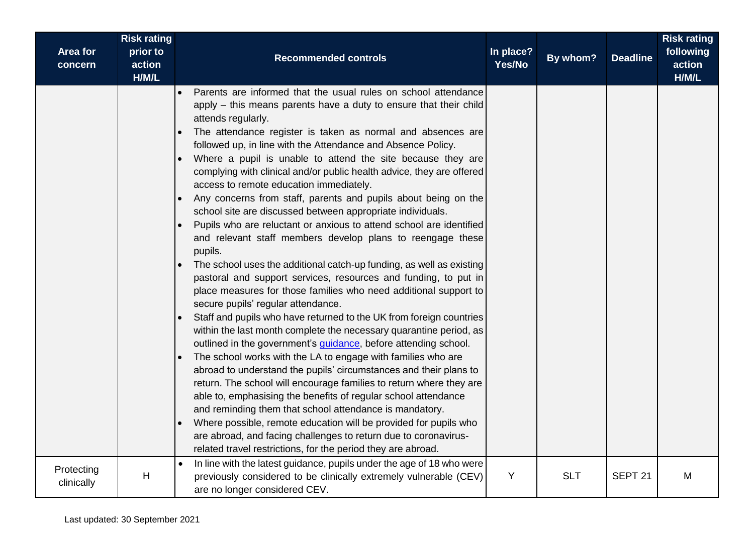| Area for concern | Risk rating prior to action H/M/L | Recommended controls | In place? Yes/No | By whom? | Deadline | Risk rating following action H/M/L |
|---|---|---|---|---|---|---|
| | | • Parents are informed that the usual rules on school attendance apply – this means parents have a duty to ensure that their child attends regularly.<br>• The attendance register is taken as normal and absences are followed up, in line with the Attendance and Absence Policy.<br>• Where a pupil is unable to attend the site because they are complying with clinical and/or public health advice, they are offered access to remote education immediately.<br>• Any concerns from staff, parents and pupils about being on the school site are discussed between appropriate individuals.<br>• Pupils who are reluctant or anxious to attend school are identified and relevant staff members develop plans to reengage these pupils.<br>• The school uses the additional catch-up funding, as well as existing pastoral and support services, resources and funding, to put in place measures for those families who need additional support to secure pupils' regular attendance.<br>• Staff and pupils who have returned to the UK from foreign countries within the last month complete the necessary quarantine period, as outlined in the government's guidance, before attending school.<br>• The school works with the LA to engage with families who are abroad to understand the pupils' circumstances and their plans to return. The school will encourage families to return where they are able to, emphasising the benefits of regular school attendance and reminding them that school attendance is mandatory.<br>• Where possible, remote education will be provided for pupils who are abroad, and facing challenges to return due to coronavirus-related travel restrictions, for the period they are abroad. | | | | |
| Protecting clinically | H | • In line with the latest guidance, pupils under the age of 18 who were previously considered to be clinically extremely vulnerable (CEV) are no longer considered CEV. | Y | SLT | SEPT 21 | M |

Last updated: 30 September 2021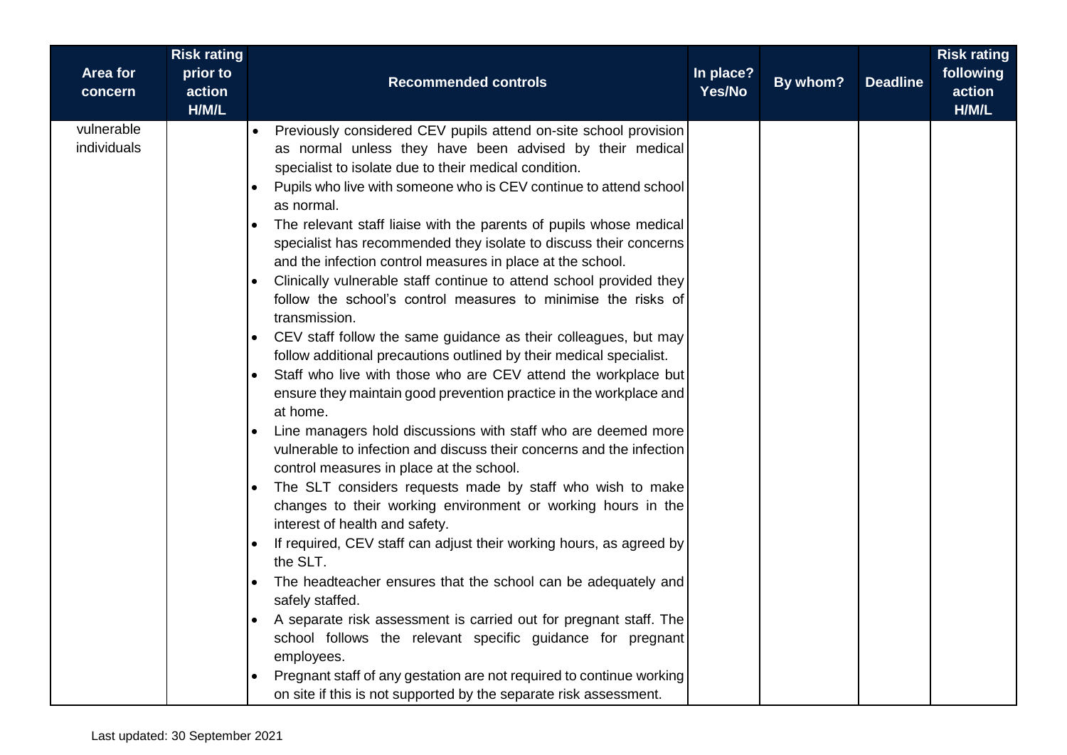| Area for concern | Risk rating prior to action H/M/L | Recommended controls | In place? Yes/No | By whom? | Deadline | Risk rating following action H/M/L |
|---|---|---|---|---|---|---|
| vulnerable individuals | | • Previously considered CEV pupils attend on-site school provision as normal unless they have been advised by their medical specialist to isolate due to their medical condition.<br>• Pupils who live with someone who is CEV continue to attend school as normal.<br>• The relevant staff liaise with the parents of pupils whose medical specialist has recommended they isolate to discuss their concerns and the infection control measures in place at the school.<br>• Clinically vulnerable staff continue to attend school provided they follow the school's control measures to minimise the risks of transmission.<br>• CEV staff follow the same guidance as their colleagues, but may follow additional precautions outlined by their medical specialist.<br>• Staff who live with those who are CEV attend the workplace but ensure they maintain good prevention practice in the workplace and at home.<br>• Line managers hold discussions with staff who are deemed more vulnerable to infection and discuss their concerns and the infection control measures in place at the school.<br>• The SLT considers requests made by staff who wish to make changes to their working environment or working hours in the interest of health and safety.<br>• If required, CEV staff can adjust their working hours, as agreed by the SLT.<br>• The headteacher ensures that the school can be adequately and safely staffed.<br>• A separate risk assessment is carried out for pregnant staff. The school follows the relevant specific guidance for pregnant employees.<br>• Pregnant staff of any gestation are not required to continue working on site if this is not supported by the separate risk assessment. | | | | |

Last updated: 30 September 2021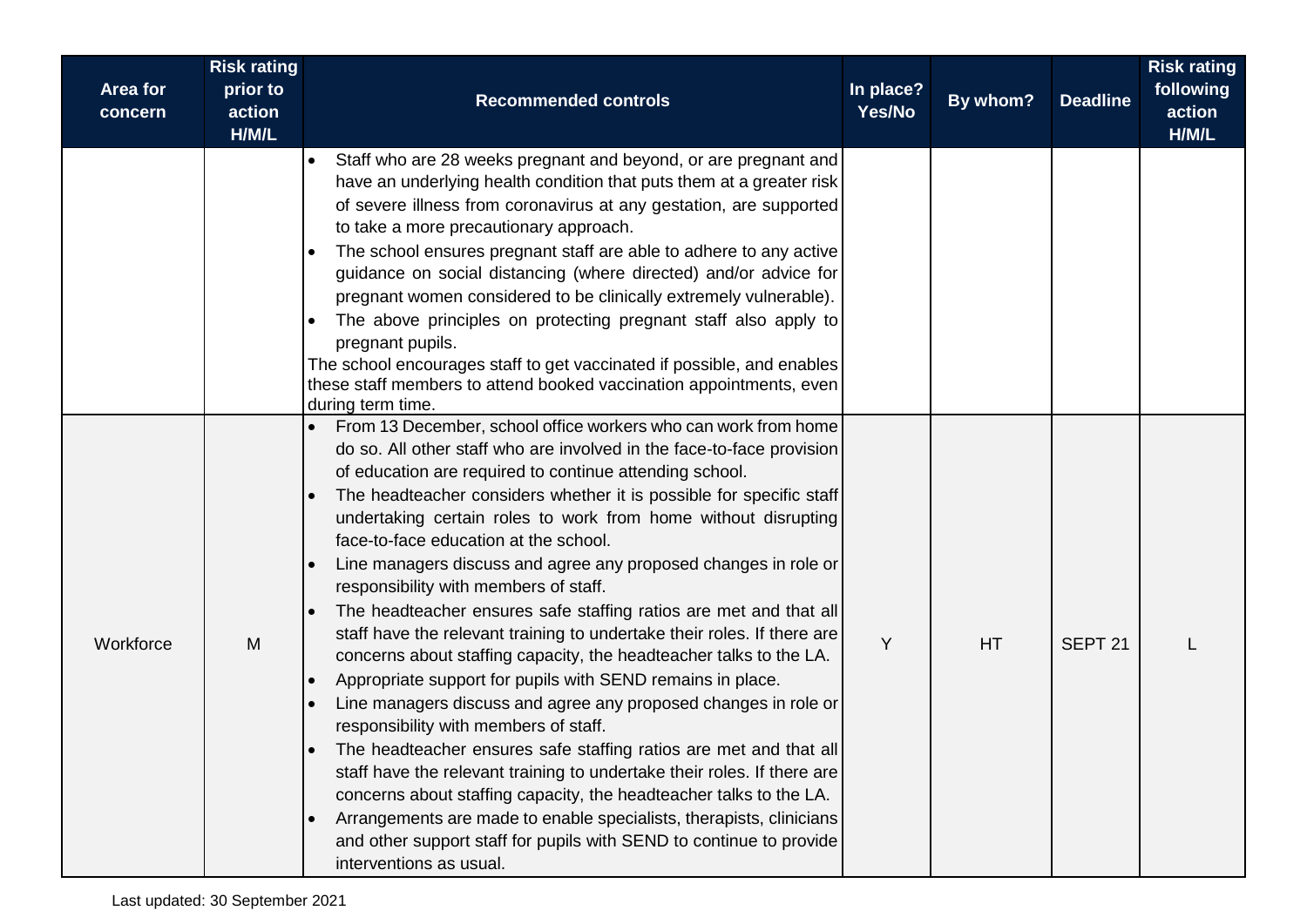| Area for concern | Risk rating prior to action H/M/L | Recommended controls | In place? Yes/No | By whom? | Deadline | Risk rating following action H/M/L |
|---|---|---|---|---|---|---|
| | | • Staff who are 28 weeks pregnant and beyond, or are pregnant and have an underlying health condition that puts them at a greater risk of severe illness from coronavirus at any gestation, are supported to take a more precautionary approach.<br>• The school ensures pregnant staff are able to adhere to any active guidance on social distancing (where directed) and/or advice for pregnant women considered to be clinically extremely vulnerable).<br>• The above principles on protecting pregnant staff also apply to pregnant pupils.<br>The school encourages staff to get vaccinated if possible, and enables these staff members to attend booked vaccination appointments, even during term time. | | | | |
| Workforce | M | • From 13 December, school office workers who can work from home do so. All other staff who are involved in the face-to-face provision of education are required to continue attending school.<br>• The headteacher considers whether it is possible for specific staff undertaking certain roles to work from home without disrupting face-to-face education at the school.<br>• Line managers discuss and agree any proposed changes in role or responsibility with members of staff.<br>• The headteacher ensures safe staffing ratios are met and that all staff have the relevant training to undertake their roles. If there are concerns about staffing capacity, the headteacher talks to the LA.<br>• Appropriate support for pupils with SEND remains in place.<br>• Line managers discuss and agree any proposed changes in role or responsibility with members of staff.<br>• The headteacher ensures safe staffing ratios are met and that all staff have the relevant training to undertake their roles. If there are concerns about staffing capacity, the headteacher talks to the LA.<br>• Arrangements are made to enable specialists, therapists, clinicians and other support staff for pupils with SEND to continue to provide interventions as usual. | Y | HT | SEPT 21 | L |

Last updated: 30 September 2021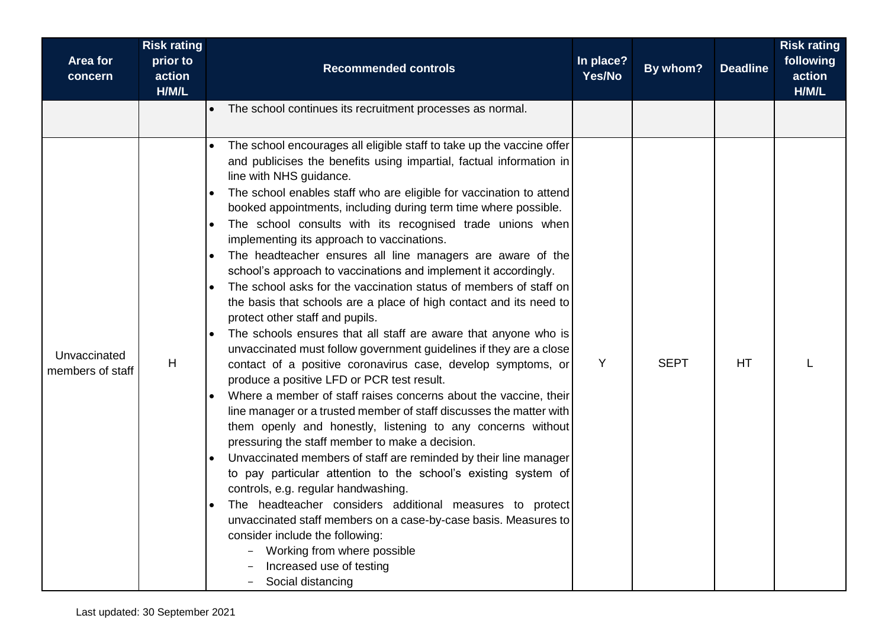| Area for concern | Risk rating prior to action H/M/L | Recommended controls | In place? Yes/No | By whom? | Deadline | Risk rating following action H/M/L |
|---|---|---|---|---|---|---|
| | | • The school continues its recruitment processes as normal. | | | | |
| Unvaccinated members of staff | H | • The school encourages all eligible staff to take up the vaccine offer and publicises the benefits using impartial, factual information in line with NHS guidance.<br>• The school enables staff who are eligible for vaccination to attend booked appointments, including during term time where possible.<br>• The school consults with its recognised trade unions when implementing its approach to vaccinations.<br>• The headteacher ensures all line managers are aware of the school's approach to vaccinations and implement it accordingly.<br>• The school asks for the vaccination status of members of staff on the basis that schools are a place of high contact and its need to protect other staff and pupils.<br>• The schools ensures that all staff are aware that anyone who is unvaccinated must follow government guidelines if they are a close contact of a positive coronavirus case, develop symptoms, or produce a positive LFD or PCR test result.<br>• Where a member of staff raises concerns about the vaccine, their line manager or a trusted member of staff discusses the matter with them openly and honestly, listening to any concerns without pressuring the staff member to make a decision.<br>• Unvaccinated members of staff are reminded by their line manager to pay particular attention to the school's existing system of controls, e.g. regular handwashing.<br>• The headteacher considers additional measures to protect unvaccinated staff members on a case-by-case basis. Measures to consider include the following:<br>&nbsp;&nbsp;– Working from where possible<br>&nbsp;&nbsp;– Increased use of testing<br>&nbsp;&nbsp;– Social distancing | Y | SEPT | HT | L |

Last updated: 30 September 2021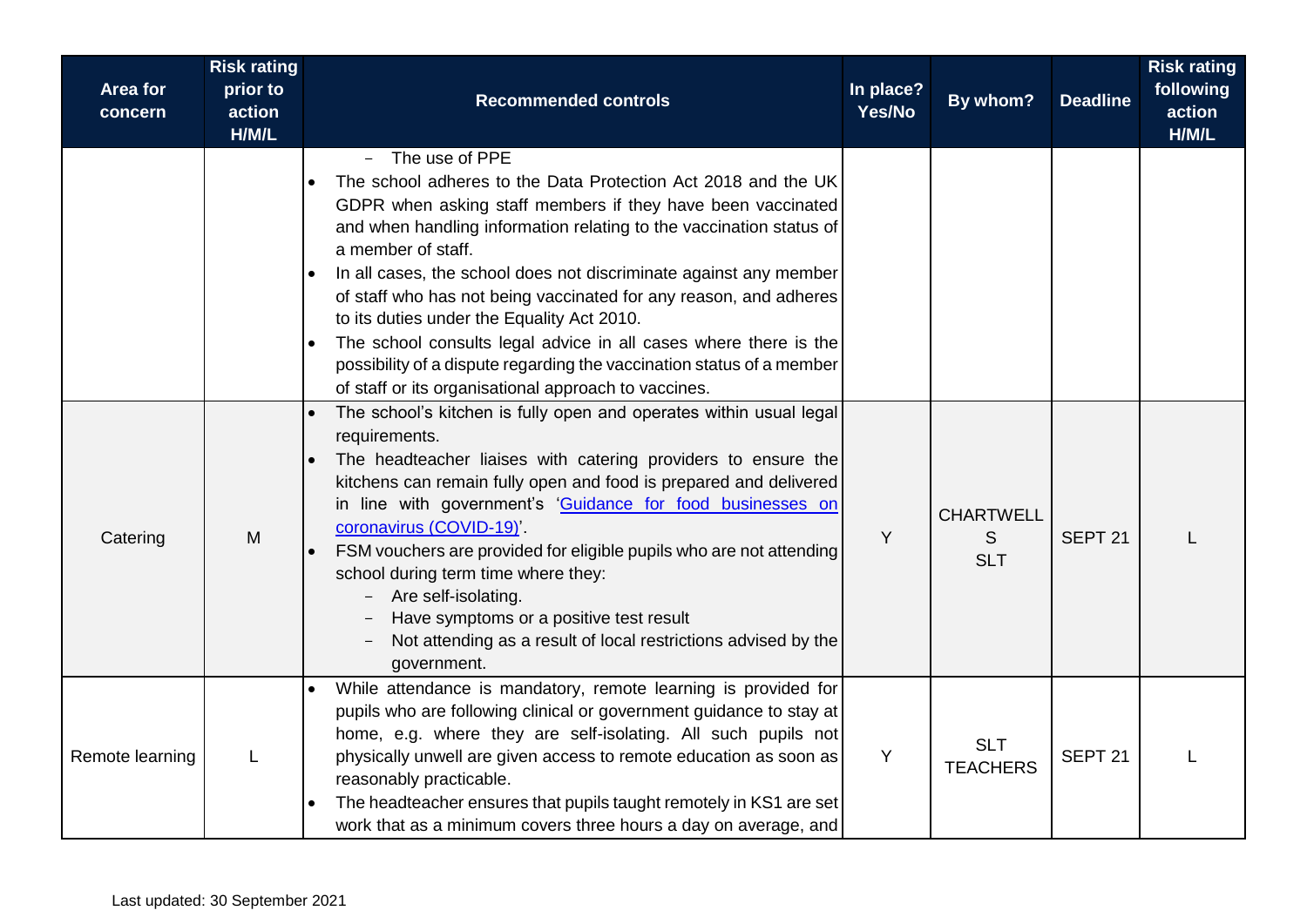| Area for concern | Risk rating prior to action H/M/L | Recommended controls | In place? Yes/No | By whom? | Deadline | Risk rating following action H/M/L |
|---|---|---|---|---|---|---|
| | | - The use of PPE<br>• The school adheres to the Data Protection Act 2018 and the UK GDPR when asking staff members if they have been vaccinated and when handling information relating to the vaccination status of a member of staff.<br>• In all cases, the school does not discriminate against any member of staff who has not being vaccinated for any reason, and adheres to its duties under the Equality Act 2010.<br>• The school consults legal advice in all cases where there is the possibility of a dispute regarding the vaccination status of a member of staff or its organisational approach to vaccines. | | | | |
| Catering | M | • The school's kitchen is fully open and operates within usual legal requirements.<br>• The headteacher liaises with catering providers to ensure the kitchens can remain fully open and food is prepared and delivered in line with government's '[Guidance for food businesses on coronavirus (COVID-19)]'.<br>• FSM vouchers are provided for eligible pupils who are not attending school during term time where they:<br>- Are self-isolating.<br>- Have symptoms or a positive test result<br>- Not attending as a result of local restrictions advised by the government. | Y | CHARTWELLS SLT | SEPT 21 | L |
| Remote learning | L | • While attendance is mandatory, remote learning is provided for pupils who are following clinical or government guidance to stay at home, e.g. where they are self-isolating. All such pupils not physically unwell are given access to remote education as soon as reasonably practicable.<br>• The headteacher ensures that pupils taught remotely in KS1 are set work that as a minimum covers three hours a day on average, and | Y | SLT TEACHERS | SEPT 21 | L |

Last updated: 30 September 2021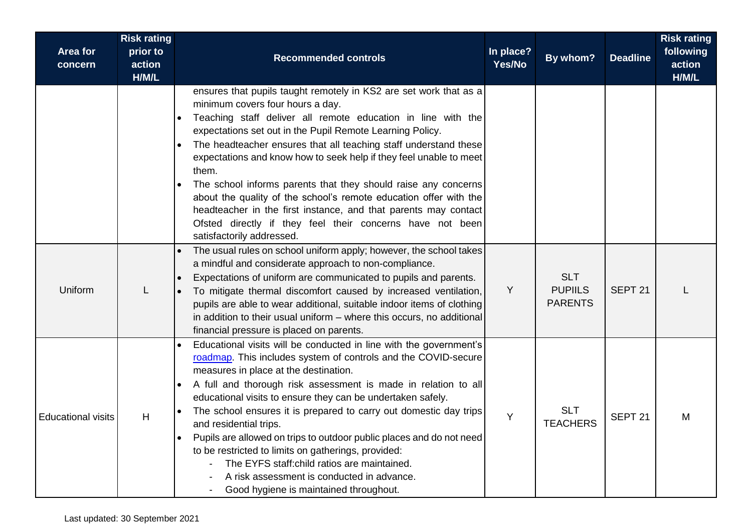| Area for concern | Risk rating prior to action H/M/L | Recommended controls | In place? Yes/No | By whom? | Deadline | Risk rating following action H/M/L |
|---|---|---|---|---|---|---|
| | | ensures that pupils taught remotely in KS2 are set work that as a minimum covers four hours a day.<br>• Teaching staff deliver all remote education in line with the expectations set out in the Pupil Remote Learning Policy.<br>• The headteacher ensures that all teaching staff understand these expectations and know how to seek help if they feel unable to meet them.<br>• The school informs parents that they should raise any concerns about the quality of the school's remote education offer with the headteacher in the first instance, and that parents may contact Ofsted directly if they feel their concerns have not been satisfactorily addressed. | | | | |
| Uniform | L | • The usual rules on school uniform apply; however, the school takes a mindful and considerate approach to non-compliance.<br>• Expectations of uniform are communicated to pupils and parents.<br>• To mitigate thermal discomfort caused by increased ventilation, pupils are able to wear additional, suitable indoor items of clothing in addition to their usual uniform – where this occurs, no additional financial pressure is placed on parents. | Y | SLT<br>PUPIILS<br>PARENTS | SEPT 21 | L |
| Educational visits | H | • Educational visits will be conducted in line with the government's roadmap. This includes system of controls and the COVID-secure measures in place at the destination.<br>• A full and thorough risk assessment is made in relation to all educational visits to ensure they can be undertaken safely.<br>• The school ensures it is prepared to carry out domestic day trips and residential trips.<br>• Pupils are allowed on trips to outdoor public places and do not need to be restricted to limits on gatherings, provided:<br>- The EYFS staff:child ratios are maintained.<br>- A risk assessment is conducted in advance.<br>- Good hygiene is maintained throughout. | Y | SLT<br>TEACHERS | SEPT 21 | M |

Last updated: 30 September 2021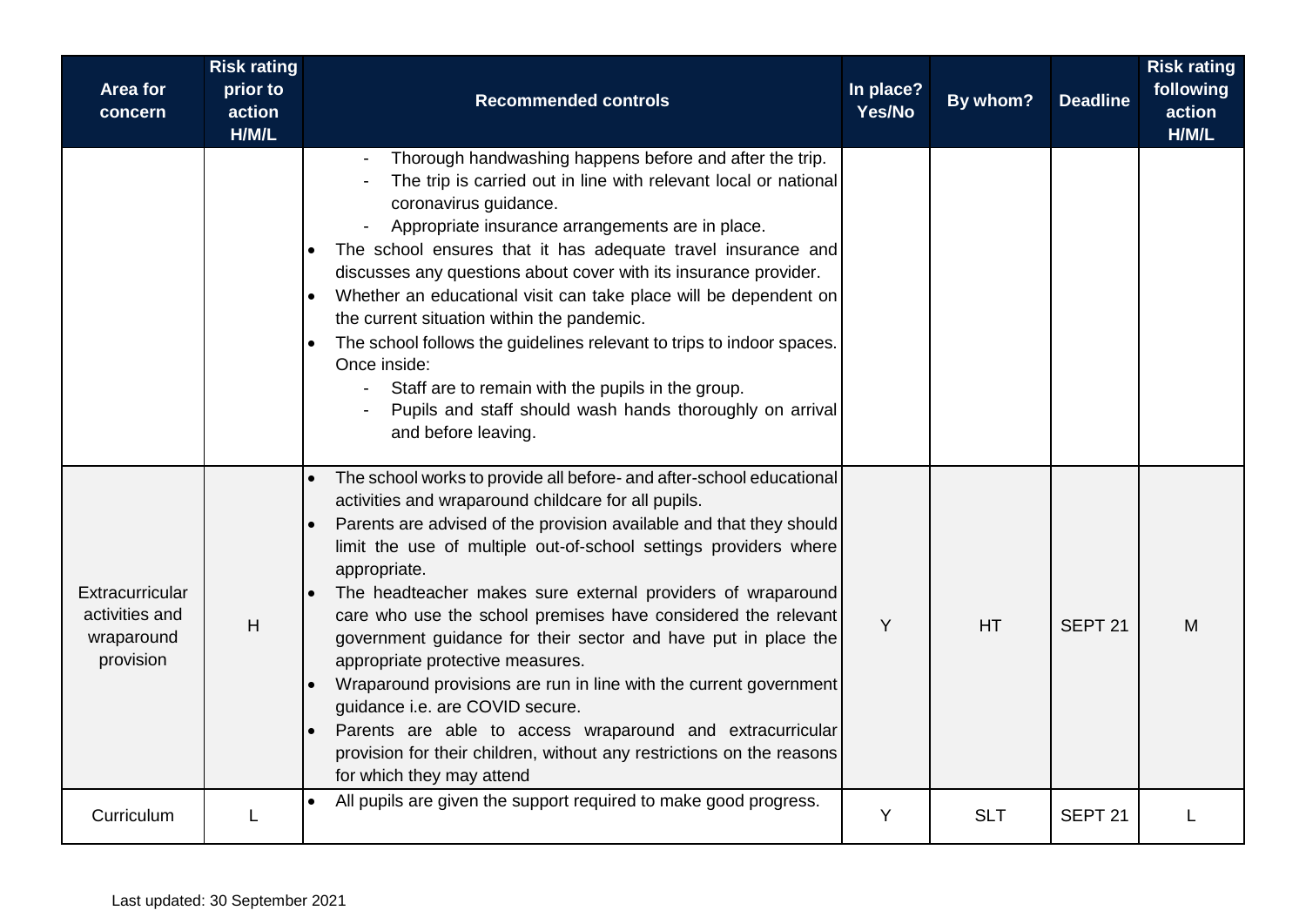| Area for concern | Risk rating prior to action H/M/L | Recommended controls | In place? Yes/No | By whom? | Deadline | Risk rating following action H/M/L |
|---|---|---|---|---|---|---|
| | | - Thorough handwashing happens before and after the trip.<br>- The trip is carried out in line with relevant local or national coronavirus guidance.<br>- Appropriate insurance arrangements are in place.<br>• The school ensures that it has adequate travel insurance and discusses any questions about cover with its insurance provider.<br>• Whether an educational visit can take place will be dependent on the current situation within the pandemic.<br>• The school follows the guidelines relevant to trips to indoor spaces. Once inside:<br>- Staff are to remain with the pupils in the group.<br>- Pupils and staff should wash hands thoroughly on arrival and before leaving. | | | | |
| Extracurricular activities and wraparound provision | H | • The school works to provide all before- and after-school educational activities and wraparound childcare for all pupils.<br>• Parents are advised of the provision available and that they should limit the use of multiple out-of-school settings providers where appropriate.<br>• The headteacher makes sure external providers of wraparound care who use the school premises have considered the relevant government guidance for their sector and have put in place the appropriate protective measures.<br>• Wraparound provisions are run in line with the current government guidance i.e. are COVID secure.<br>• Parents are able to access wraparound and extracurricular provision for their children, without any restrictions on the reasons for which they may attend | Y | HT | SEPT 21 | M |
| Curriculum | L | • All pupils are given the support required to make good progress. | Y | SLT | SEPT 21 | L |

Last updated: 30 September 2021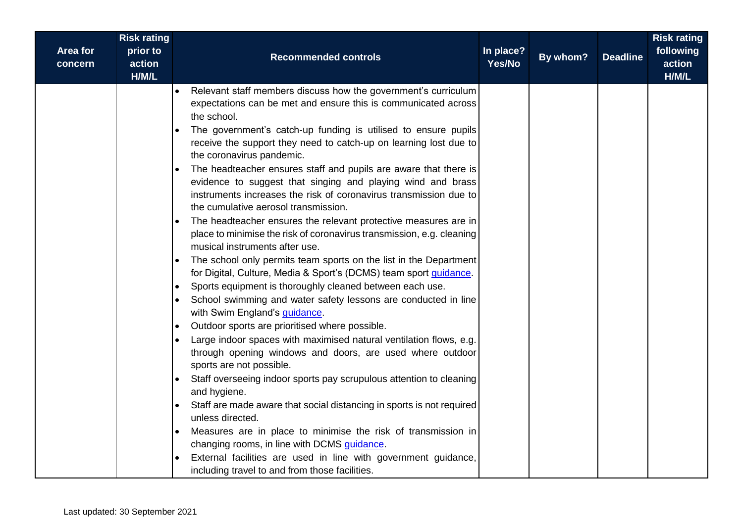| Area for concern | Risk rating prior to action H/M/L | Recommended controls | In place? Yes/No | By whom? | Deadline | Risk rating following action H/M/L |
|---|---|---|---|---|---|---|
| | | • Relevant staff members discuss how the government's curriculum expectations can be met and ensure this is communicated across the school.<br>• The government's catch-up funding is utilised to ensure pupils receive the support they need to catch-up on learning lost due to the coronavirus pandemic.<br>• The headteacher ensures staff and pupils are aware that there is evidence to suggest that singing and playing wind and brass instruments increases the risk of coronavirus transmission due to the cumulative aerosol transmission.<br>• The headteacher ensures the relevant protective measures are in place to minimise the risk of coronavirus transmission, e.g. cleaning musical instruments after use.<br>• The school only permits team sports on the list in the Department for Digital, Culture, Media & Sport's (DCMS) team sport guidance.<br>• Sports equipment is thoroughly cleaned between each use.<br>• School swimming and water safety lessons are conducted in line with Swim England's guidance.<br>• Outdoor sports are prioritised where possible.<br>• Large indoor spaces with maximised natural ventilation flows, e.g. through opening windows and doors, are used where outdoor sports are not possible.<br>• Staff overseeing indoor sports pay scrupulous attention to cleaning and hygiene.<br>• Staff are made aware that social distancing in sports is not required unless directed.<br>• Measures are in place to minimise the risk of transmission in changing rooms, in line with DCMS guidance.<br>• External facilities are used in line with government guidance, including travel to and from those facilities. | | | | |

Last updated: 30 September 2021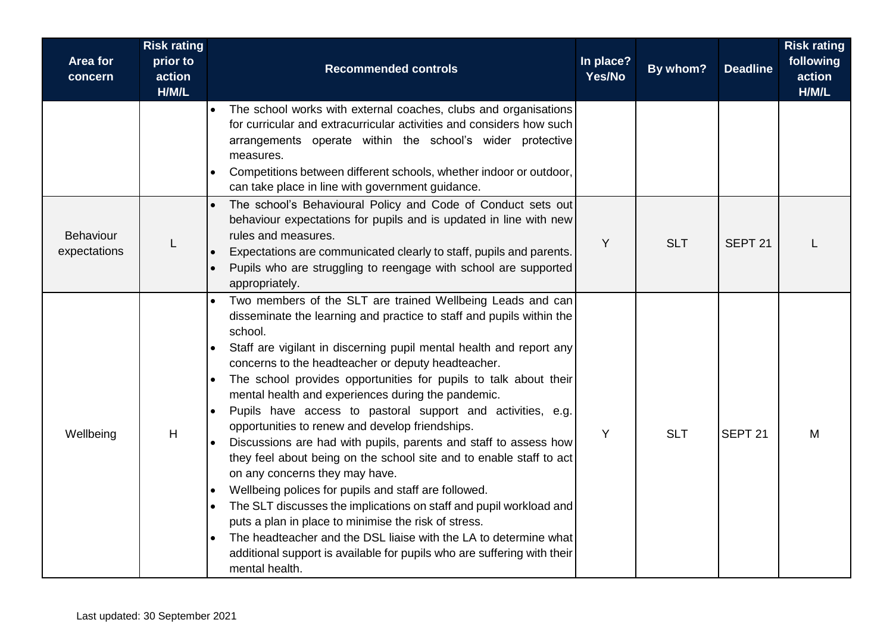| Area for concern | Risk rating prior to action H/M/L | Recommended controls | In place? Yes/No | By whom? | Deadline | Risk rating following action H/M/L |
|---|---|---|---|---|---|---|
| | | • The school works with external coaches, clubs and organisations for curricular and extracurricular activities and considers how such arrangements operate within the school's wider protective measures.<br>• Competitions between different schools, whether indoor or outdoor, can take place in line with government guidance. | | | | |
| Behaviour expectations | L | • The school's Behavioural Policy and Code of Conduct sets out behaviour expectations for pupils and is updated in line with new rules and measures.<br>• Expectations are communicated clearly to staff, pupils and parents.<br>• Pupils who are struggling to reengage with school are supported appropriately. | Y | SLT | SEPT 21 | L |
| Wellbeing | H | • Two members of the SLT are trained Wellbeing Leads and can disseminate the learning and practice to staff and pupils within the school.<br>• Staff are vigilant in discerning pupil mental health and report any concerns to the headteacher or deputy headteacher.<br>• The school provides opportunities for pupils to talk about their mental health and experiences during the pandemic.<br>• Pupils have access to pastoral support and activities, e.g. opportunities to renew and develop friendships.<br>• Discussions are had with pupils, parents and staff to assess how they feel about being on the school site and to enable staff to act on any concerns they may have.<br>• Wellbeing polices for pupils and staff are followed.<br>• The SLT discusses the implications on staff and pupil workload and puts a plan in place to minimise the risk of stress.<br>• The headteacher and the DSL liaise with the LA to determine what additional support is available for pupils who are suffering with their mental health. | Y | SLT | SEPT 21 | M |

Last updated: 30 September 2021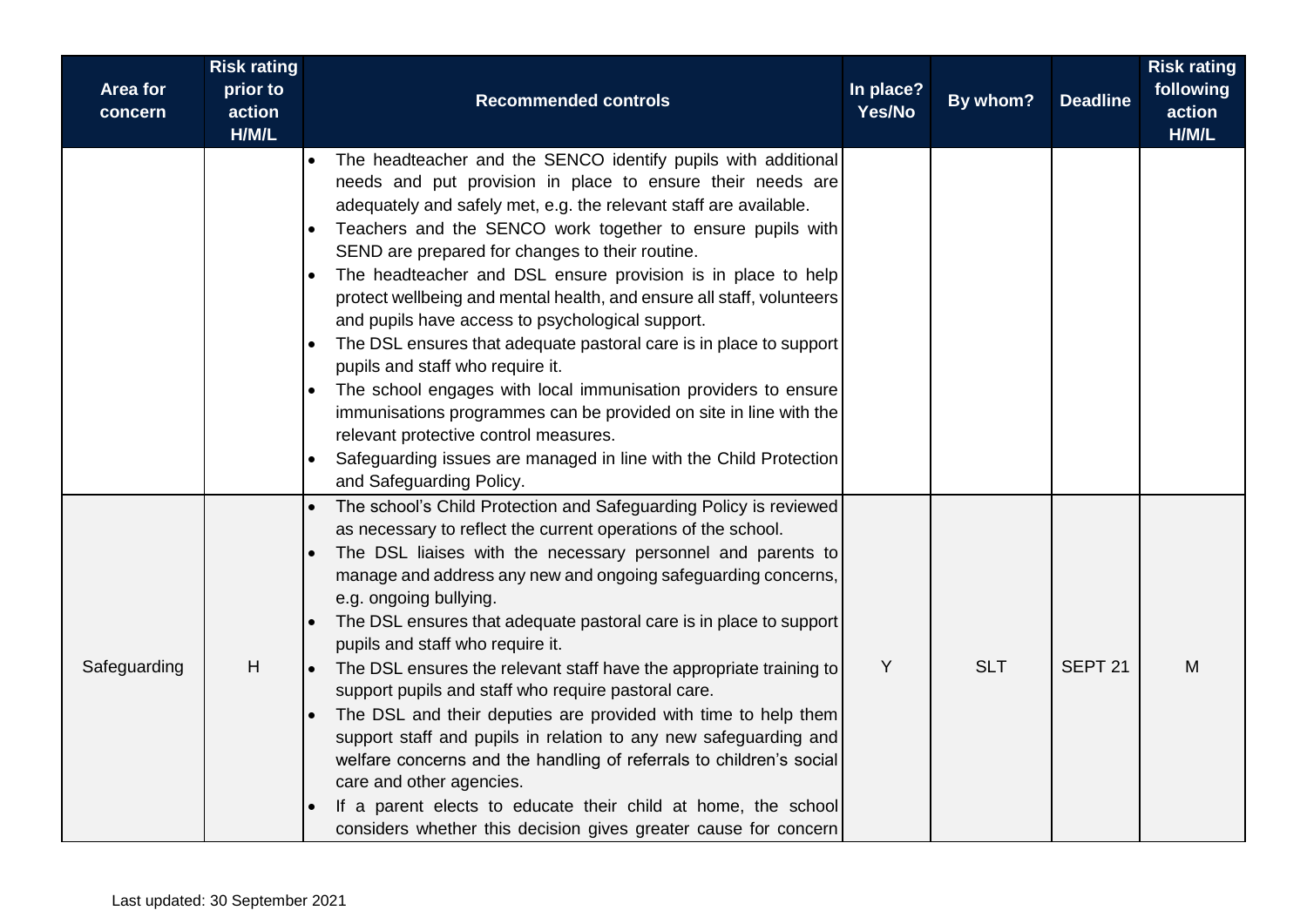| Area for concern | Risk rating prior to action H/M/L | Recommended controls | In place? Yes/No | By whom? | Deadline | Risk rating following action H/M/L |
|---|---|---|---|---|---|---|
| | | • The headteacher and the SENCO identify pupils with additional needs and put provision in place to ensure their needs are adequately and safely met, e.g. the relevant staff are available.<br>• Teachers and the SENCO work together to ensure pupils with SEND are prepared for changes to their routine.<br>• The headteacher and DSL ensure provision is in place to help protect wellbeing and mental health, and ensure all staff, volunteers and pupils have access to psychological support.<br>• The DSL ensures that adequate pastoral care is in place to support pupils and staff who require it.<br>• The school engages with local immunisation providers to ensure immunisations programmes can be provided on site in line with the relevant protective control measures.<br>• Safeguarding issues are managed in line with the Child Protection and Safeguarding Policy. | | | | |
| Safeguarding | H | • The school's Child Protection and Safeguarding Policy is reviewed as necessary to reflect the current operations of the school.<br>• The DSL liaises with the necessary personnel and parents to manage and address any new and ongoing safeguarding concerns, e.g. ongoing bullying.<br>• The DSL ensures that adequate pastoral care is in place to support pupils and staff who require it.<br>• The DSL ensures the relevant staff have the appropriate training to support pupils and staff who require pastoral care.<br>• The DSL and their deputies are provided with time to help them support staff and pupils in relation to any new safeguarding and welfare concerns and the handling of referrals to children's social care and other agencies.<br>• If a parent elects to educate their child at home, the school considers whether this decision gives greater cause for concern | Y | SLT | SEPT 21 | M |

Last updated: 30 September 2021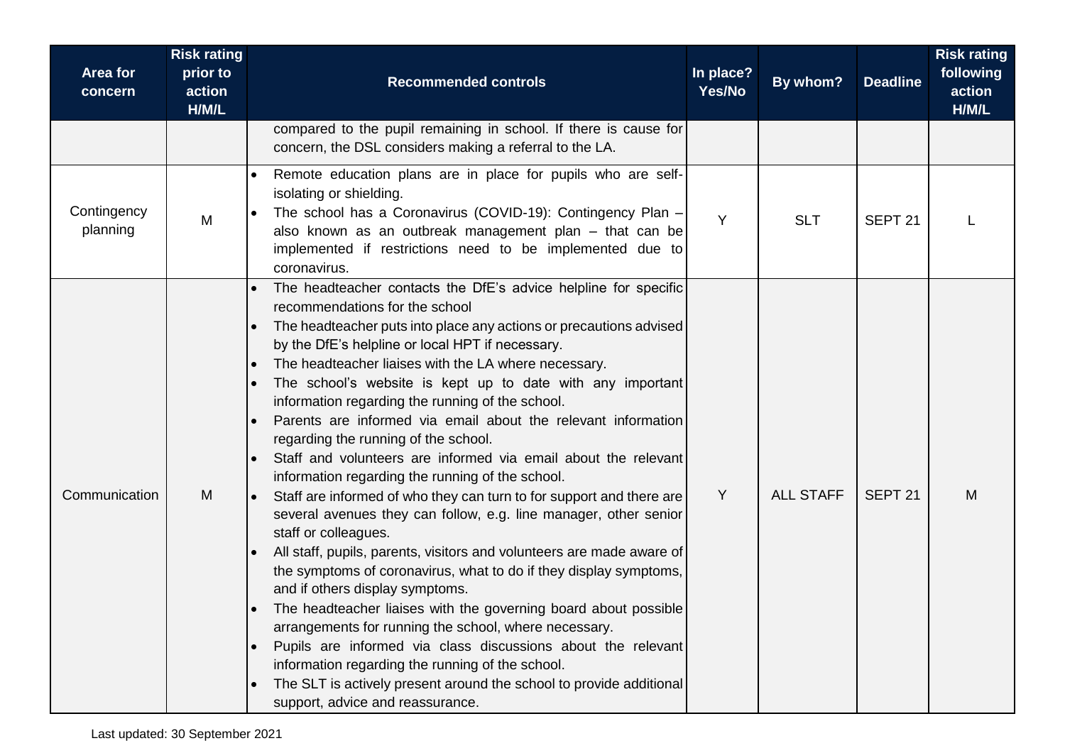| Area for concern | Risk rating prior to action H/M/L | Recommended controls | In place? Yes/No | By whom? | Deadline | Risk rating following action H/M/L |
|---|---|---|---|---|---|---|
| | | compared to the pupil remaining in school. If there is cause for concern, the DSL considers making a referral to the LA. | | | | |
| Contingency planning | M | • Remote education plans are in place for pupils who are self-isolating or shielding.<br>• The school has a Coronavirus (COVID-19): Contingency Plan – also known as an outbreak management plan – that can be implemented if restrictions need to be implemented due to coronavirus. | Y | SLT | SEPT 21 | L |
| Communication | M | • The headteacher contacts the DfE's advice helpline for specific recommendations for the school<br>• The headteacher puts into place any actions or precautions advised by the DfE's helpline or local HPT if necessary.<br>• The headteacher liaises with the LA where necessary.<br>• The school's website is kept up to date with any important information regarding the running of the school.<br>• Parents are informed via email about the relevant information regarding the running of the school.<br>• Staff and volunteers are informed via email about the relevant information regarding the running of the school.<br>• Staff are informed of who they can turn to for support and there are several avenues they can follow, e.g. line manager, other senior staff or colleagues.<br>• All staff, pupils, parents, visitors and volunteers are made aware of the symptoms of coronavirus, what to do if they display symptoms, and if others display symptoms.<br>• The headteacher liaises with the governing board about possible arrangements for running the school, where necessary.<br>• Pupils are informed via class discussions about the relevant information regarding the running of the school.<br>• The SLT is actively present around the school to provide additional support, advice and reassurance. | Y | ALL STAFF | SEPT 21 | M |

Last updated: 30 September 2021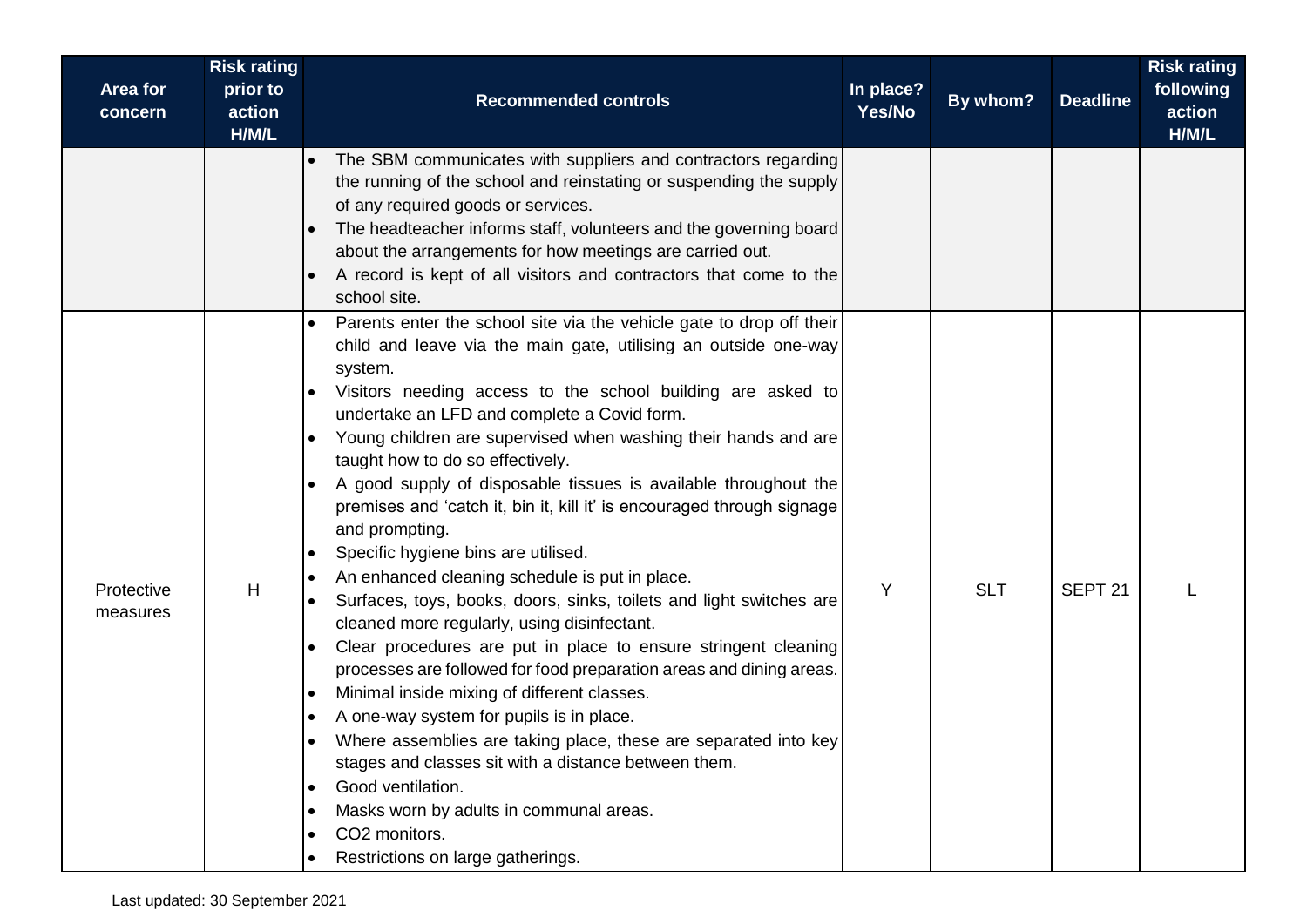| Area for concern | Risk rating prior to action H/M/L | Recommended controls | In place? Yes/No | By whom? | Deadline | Risk rating following action H/M/L |
|---|---|---|---|---|---|---|
| | | • The SBM communicates with suppliers and contractors regarding the running of the school and reinstating or suspending the supply of any required goods or services.<br>• The headteacher informs staff, volunteers and the governing board about the arrangements for how meetings are carried out.<br>• A record is kept of all visitors and contractors that come to the school site. | | | | |
| Protective measures | H | • Parents enter the school site via the vehicle gate to drop off their child and leave via the main gate, utilising an outside one-way system.<br>• Visitors needing access to the school building are asked to undertake an LFD and complete a Covid form.<br>• Young children are supervised when washing their hands and are taught how to do so effectively.<br>• A good supply of disposable tissues is available throughout the premises and 'catch it, bin it, kill it' is encouraged through signage and prompting.<br>• Specific hygiene bins are utilised.<br>• An enhanced cleaning schedule is put in place.<br>• Surfaces, toys, books, doors, sinks, toilets and light switches are cleaned more regularly, using disinfectant.<br>• Clear procedures are put in place to ensure stringent cleaning processes are followed for food preparation areas and dining areas.<br>• Minimal inside mixing of different classes.<br>• A one-way system for pupils is in place.<br>• Where assemblies are taking place, these are separated into key stages and classes sit with a distance between them.<br>• Good ventilation.<br>• Masks worn by adults in communal areas.<br>• $CO_2$ monitors.<br>• Restrictions on large gatherings. | Y | SLT | SEPT 21 | L |

Last updated: 30 September 2021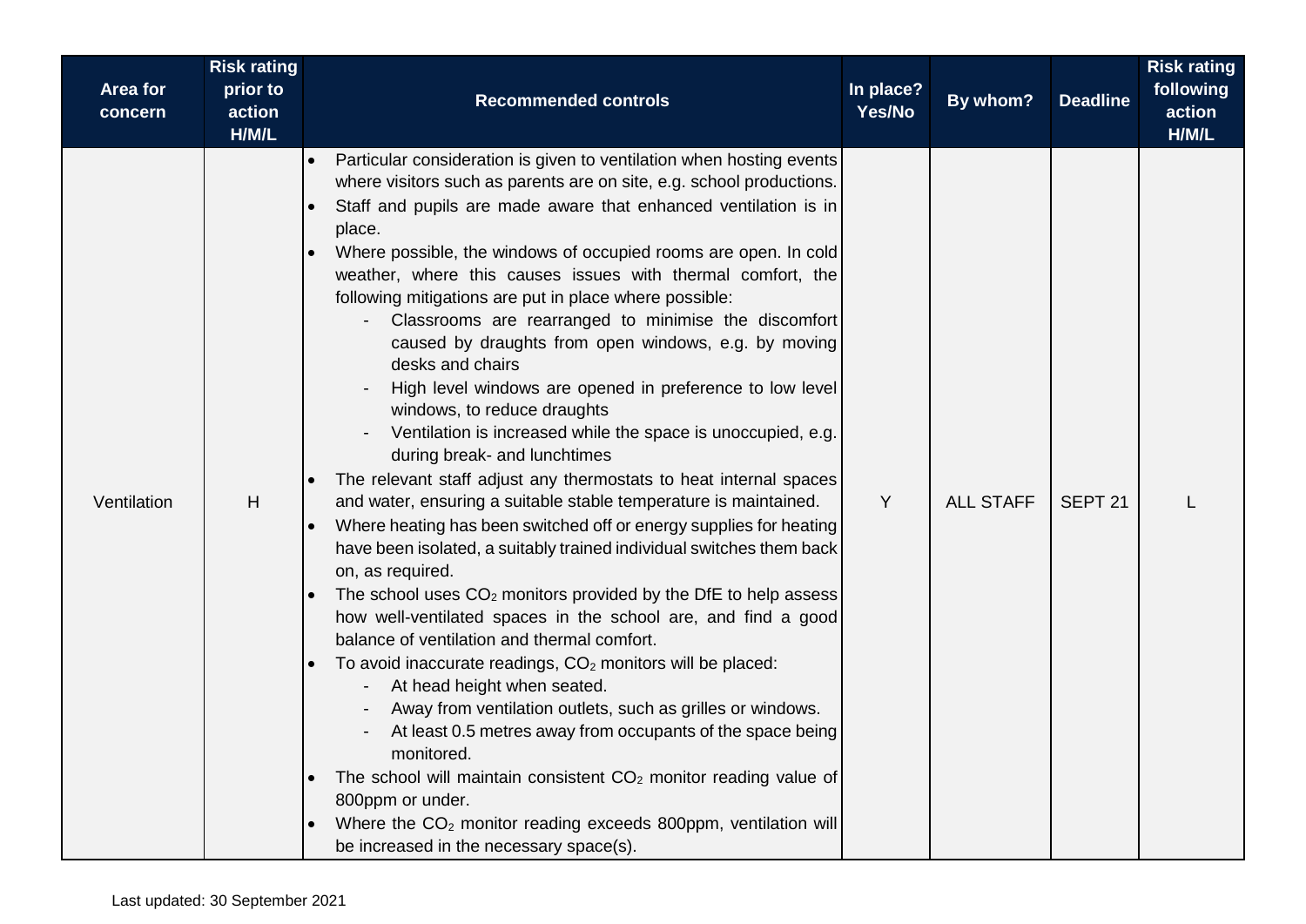| Area for concern | Risk rating prior to action H/M/L | Recommended controls | In place? Yes/No | By whom? | Deadline | Risk rating following action H/M/L |
|---|---|---|---|---|---|---|
| Ventilation | H | • Particular consideration is given to ventilation when hosting events where visitors such as parents are on site, e.g. school productions.<br>• Staff and pupils are made aware that enhanced ventilation is in place.<br>• Where possible, the windows of occupied rooms are open. In cold weather, where this causes issues with thermal comfort, the following mitigations are put in place where possible:<br>&nbsp;&nbsp;- Classrooms are rearranged to minimise the discomfort caused by draughts from open windows, e.g. by moving desks and chairs<br>&nbsp;&nbsp;- High level windows are opened in preference to low level windows, to reduce draughts<br>&nbsp;&nbsp;- Ventilation is increased while the space is unoccupied, e.g. during break- and lunchtimes<br>• The relevant staff adjust any thermostats to heat internal spaces and water, ensuring a suitable stable temperature is maintained.<br>• Where heating has been switched off or energy supplies for heating have been isolated, a suitably trained individual switches them back on, as required.<br>• The school uses $CO_2$ monitors provided by the DfE to help assess how well-ventilated spaces in the school are, and find a good balance of ventilation and thermal comfort.<br>• To avoid inaccurate readings, $CO_2$ monitors will be placed:<br>&nbsp;&nbsp;- At head height when seated.<br>&nbsp;&nbsp;- Away from ventilation outlets, such as grilles or windows.<br>&nbsp;&nbsp;- At least 0.5 metres away from occupants of the space being monitored.<br>• The school will maintain consistent $CO_2$ monitor reading value of 800ppm or under.<br>• Where the $CO_2$ monitor reading exceeds 800ppm, ventilation will be increased in the necessary space(s). | Y | ALL STAFF | SEPT 21 | L |

Last updated: 30 September 2021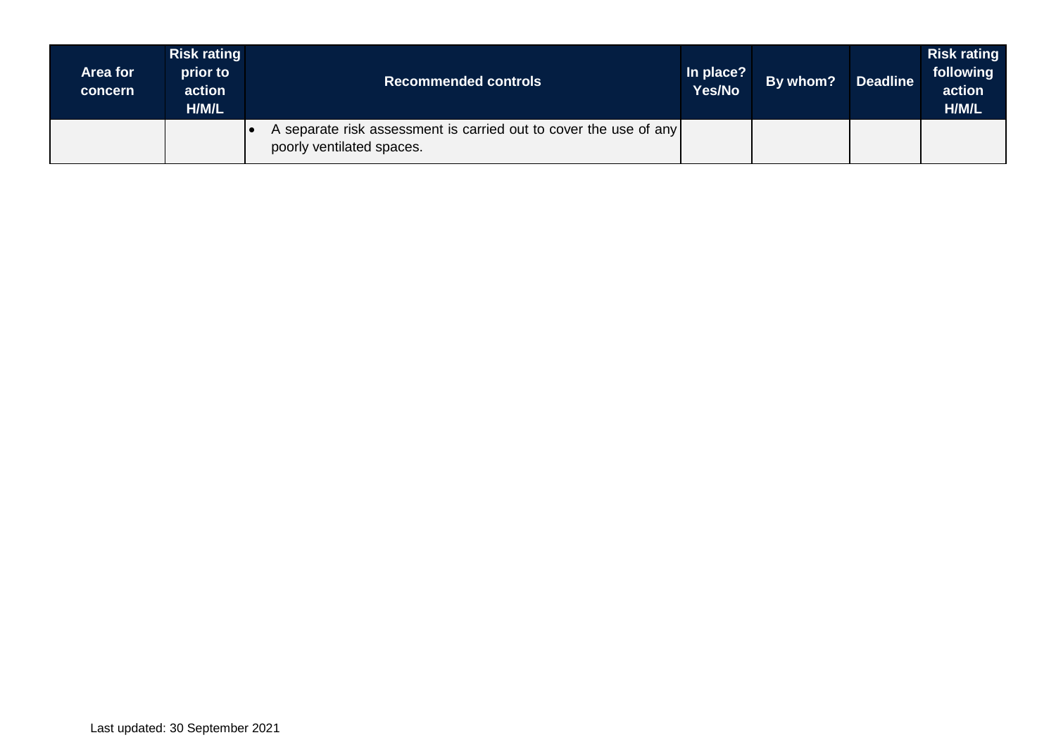| Area for concern | Risk rating prior to action H/M/L | Recommended controls | In place? Yes/No | By whom? | Deadline | Risk rating following action H/M/L |
|---|---|---|---|---|---|---|
| | | • A separate risk assessment is carried out to cover the use of any poorly ventilated spaces. | | | | |

Last updated: 30 September 2021